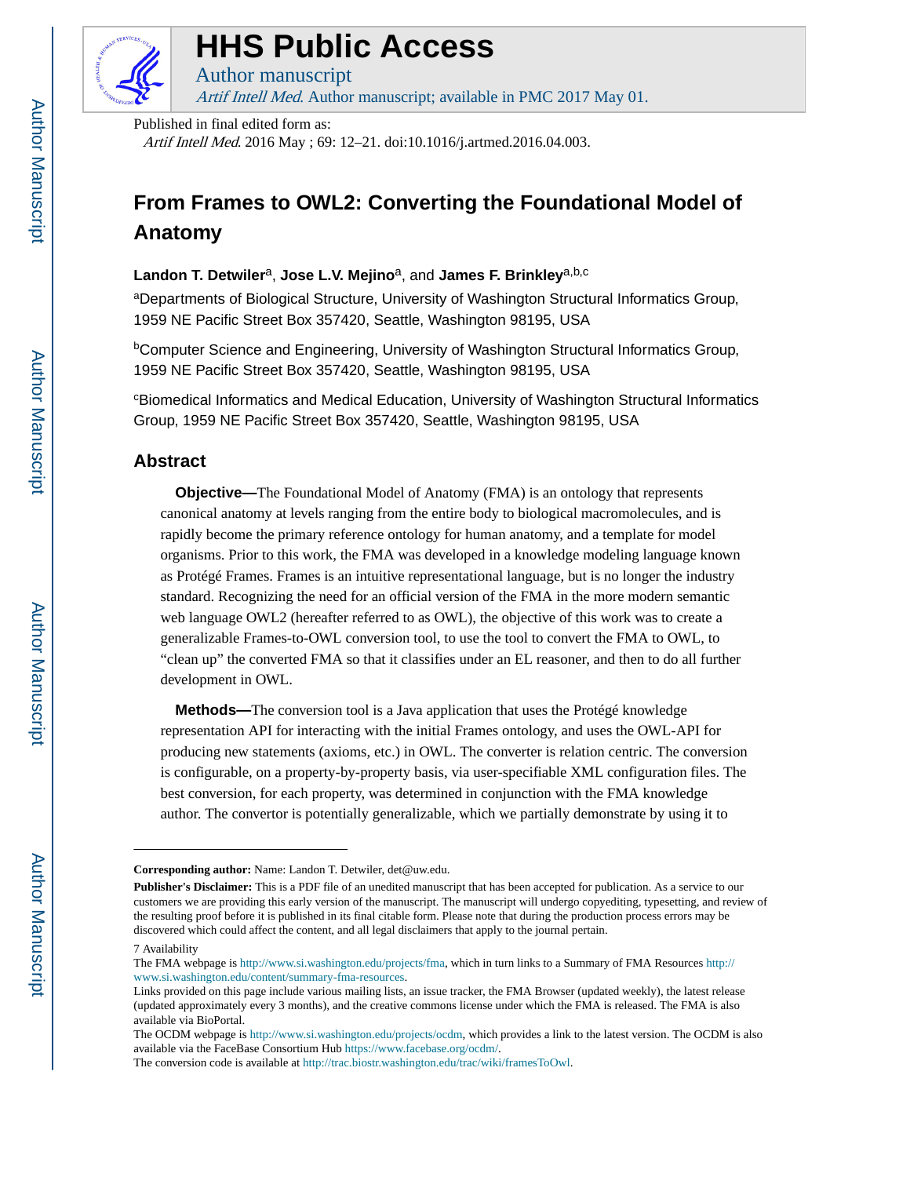# HHS Public Access

Author manuscript

*Artif Intell Med*. Author manuscript; available in PMC 2017 May 01.

Published in final edited form as:

*Artif Intell Med*. 2016 May ; 69: 12–21. doi:10.1016/j.artmed.2016.04.003.

# From Frames to OWL2: Converting the Foundational Model of Anatomy

**Landon T. Detwiler**[a], **Jose L.V. Mejino**[a], and **James F. Brinkley**[a,b,c]

[a]Departments of Biological Structure, University of Washington Structural Informatics Group, 1959 NE Pacific Street Box 357420, Seattle, Washington 98195, USA

[b]Computer Science and Engineering, University of Washington Structural Informatics Group, 1959 NE Pacific Street Box 357420, Seattle, Washington 98195, USA

[c]Biomedical Informatics and Medical Education, University of Washington Structural Informatics Group, 1959 NE Pacific Street Box 357420, Seattle, Washington 98195, USA

## Abstract

**Objective—**The Foundational Model of Anatomy (FMA) is an ontology that represents canonical anatomy at levels ranging from the entire body to biological macromolecules, and is rapidly become the primary reference ontology for human anatomy, and a template for model organisms. Prior to this work, the FMA was developed in a knowledge modeling language known as Protégé Frames. Frames is an intuitive representational language, but is no longer the industry standard. Recognizing the need for an official version of the FMA in the more modern semantic web language OWL2 (hereafter referred to as OWL), the objective of this work was to create a generalizable Frames-to-OWL conversion tool, to use the tool to convert the FMA to OWL, to "clean up" the converted FMA so that it classifies under an EL reasoner, and then to do all further development in OWL.

**Methods—**The conversion tool is a Java application that uses the Protégé knowledge representation API for interacting with the initial Frames ontology, and uses the OWL-API for producing new statements (axioms, etc.) in OWL. The converter is relation centric. The conversion is configurable, on a property-by-property basis, via user-specifiable XML configuration files. The best conversion, for each property, was determined in conjunction with the FMA knowledge author. The convertor is potentially generalizable, which we partially demonstrate by using it to

---

**Corresponding author:** Name: Landon T. Detwiler, det@uw.edu.

**Publisher's Disclaimer:** This is a PDF file of an unedited manuscript that has been accepted for publication. As a service to our customers we are providing this early version of the manuscript. The manuscript will undergo copyediting, typesetting, and review of the resulting proof before it is published in its final citable form. Please note that during the production process errors may be discovered which could affect the content, and all legal disclaimers that apply to the journal pertain.

7 Availability

The FMA webpage is http://www.si.washington.edu/projects/fma, which in turn links to a Summary of FMA Resources http://www.si.washington.edu/content/summary-fma-resources.

Links provided on this page include various mailing lists, an issue tracker, the FMA Browser (updated weekly), the latest release (updated approximately every 3 months), and the creative commons license under which the FMA is released. The FMA is also available via BioPortal.

The OCDM webpage is http://www.si.washington.edu/projects/ocdm, which provides a link to the latest version. The OCDM is also available via the FaceBase Consortium Hub https://www.facebase.org/ocdm/.

The conversion code is available at http://trac.biostr.washington.edu/trac/wiki/framesToOwl.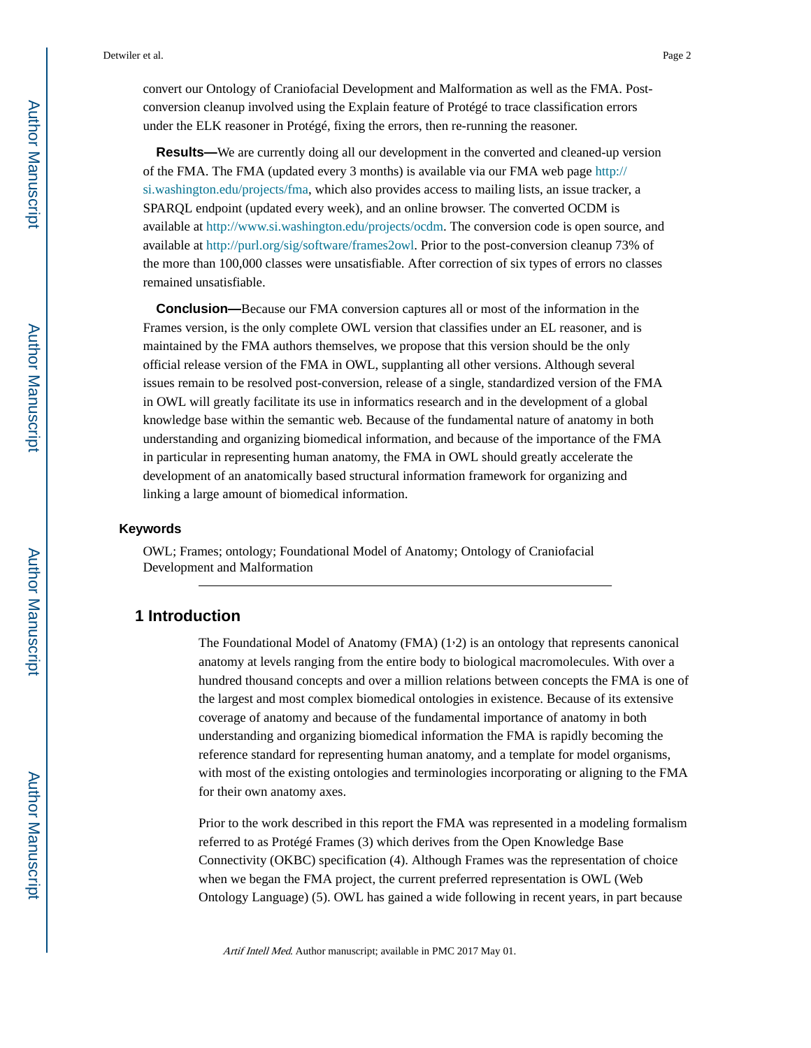convert our Ontology of Craniofacial Development and Malformation as well as the FMA. Post-conversion cleanup involved using the Explain feature of Protégé to trace classification errors under the ELK reasoner in Protégé, fixing the errors, then re-running the reasoner.

**Results—**We are currently doing all our development in the converted and cleaned-up version of the FMA. The FMA (updated every 3 months) is available via our FMA web page http://si.washington.edu/projects/fma, which also provides access to mailing lists, an issue tracker, a SPARQL endpoint (updated every week), and an online browser. The converted OCDM is available at http://www.si.washington.edu/projects/ocdm. The conversion code is open source, and available at http://purl.org/sig/software/frames2owl. Prior to the post-conversion cleanup 73% of the more than 100,000 classes were unsatisfiable. After correction of six types of errors no classes remained unsatisfiable.

**Conclusion—**Because our FMA conversion captures all or most of the information in the Frames version, is the only complete OWL version that classifies under an EL reasoner, and is maintained by the FMA authors themselves, we propose that this version should be the only official release version of the FMA in OWL, supplanting all other versions. Although several issues remain to be resolved post-conversion, release of a single, standardized version of the FMA in OWL will greatly facilitate its use in informatics research and in the development of a global knowledge base within the semantic web. Because of the fundamental nature of anatomy in both understanding and organizing biomedical information, and because of the importance of the FMA in particular in representing human anatomy, the FMA in OWL should greatly accelerate the development of an anatomically based structural information framework for organizing and linking a large amount of biomedical information.

### Keywords

OWL; Frames; ontology; Foundational Model of Anatomy; Ontology of Craniofacial Development and Malformation

## 1 Introduction

The Foundational Model of Anatomy (FMA) (1,2) is an ontology that represents canonical anatomy at levels ranging from the entire body to biological macromolecules. With over a hundred thousand concepts and over a million relations between concepts the FMA is one of the largest and most complex biomedical ontologies in existence. Because of its extensive coverage of anatomy and because of the fundamental importance of anatomy in both understanding and organizing biomedical information the FMA is rapidly becoming the reference standard for representing human anatomy, and a template for model organisms, with most of the existing ontologies and terminologies incorporating or aligning to the FMA for their own anatomy axes.

Prior to the work described in this report the FMA was represented in a modeling formalism referred to as Protégé Frames (3) which derives from the Open Knowledge Base Connectivity (OKBC) specification (4). Although Frames was the representation of choice when we began the FMA project, the current preferred representation is OWL (Web Ontology Language) (5). OWL has gained a wide following in recent years, in part because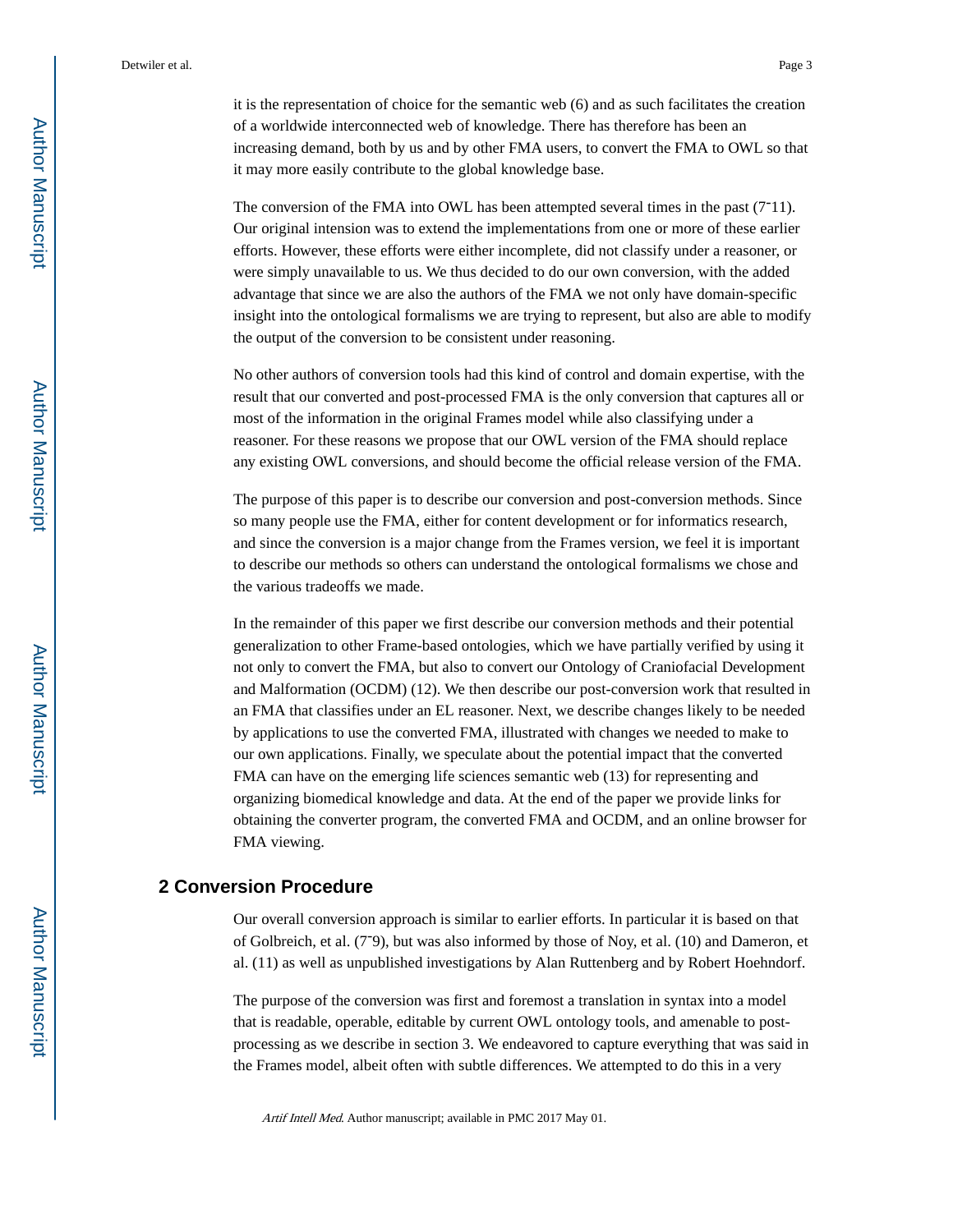it is the representation of choice for the semantic web (6) and as such facilitates the creation of a worldwide interconnected web of knowledge. There has therefore been an increasing demand, both by us and by other FMA users, to convert the FMA to OWL so that it may more easily contribute to the global knowledge base.

The conversion of the FMA into OWL has been attempted several times in the past (7-11). Our original intension was to extend the implementations from one or more of these earlier efforts. However, these efforts were either incomplete, did not classify under a reasoner, or were simply unavailable to us. We thus decided to do our own conversion, with the added advantage that since we are also the authors of the FMA we not only have domain-specific insight into the ontological formalisms we are trying to represent, but also are able to modify the output of the conversion to be consistent under reasoning.

No other authors of conversion tools had this kind of control and domain expertise, with the result that our converted and post-processed FMA is the only conversion that captures all or most of the information in the original Frames model while also classifying under a reasoner. For these reasons we propose that our OWL version of the FMA should replace any existing OWL conversions, and should become the official release version of the FMA.

The purpose of this paper is to describe our conversion and post-conversion methods. Since so many people use the FMA, either for content development or for informatics research, and since the conversion is a major change from the Frames version, we feel it is important to describe our methods so others can understand the ontological formalisms we chose and the various tradeoffs we made.

In the remainder of this paper we first describe our conversion methods and their potential generalization to other Frame-based ontologies, which we have partially verified by using it not only to convert the FMA, but also to convert our Ontology of Craniofacial Development and Malformation (OCDM) (12). We then describe our post-conversion work that resulted in an FMA that classifies under an EL reasoner. Next, we describe changes likely to be needed by applications to use the converted FMA, illustrated with changes we needed to make to our own applications. Finally, we speculate about the potential impact that the converted FMA can have on the emerging life sciences semantic web (13) for representing and organizing biomedical knowledge and data. At the end of the paper we provide links for obtaining the converter program, the converted FMA and OCDM, and an online browser for FMA viewing.

## 2 Conversion Procedure

Our overall conversion approach is similar to earlier efforts. In particular it is based on that of Golbreich, et al. (7-9), but was also informed by those of Noy, et al. (10) and Dameron, et al. (11) as well as unpublished investigations by Alan Ruttenberg and by Robert Hoehndorf.

The purpose of the conversion was first and foremost a translation in syntax into a model that is readable, operable, editable by current OWL ontology tools, and amenable to post-processing as we describe in section 3. We endeavored to capture everything that was said in the Frames model, albeit often with subtle differences. We attempted to do this in a very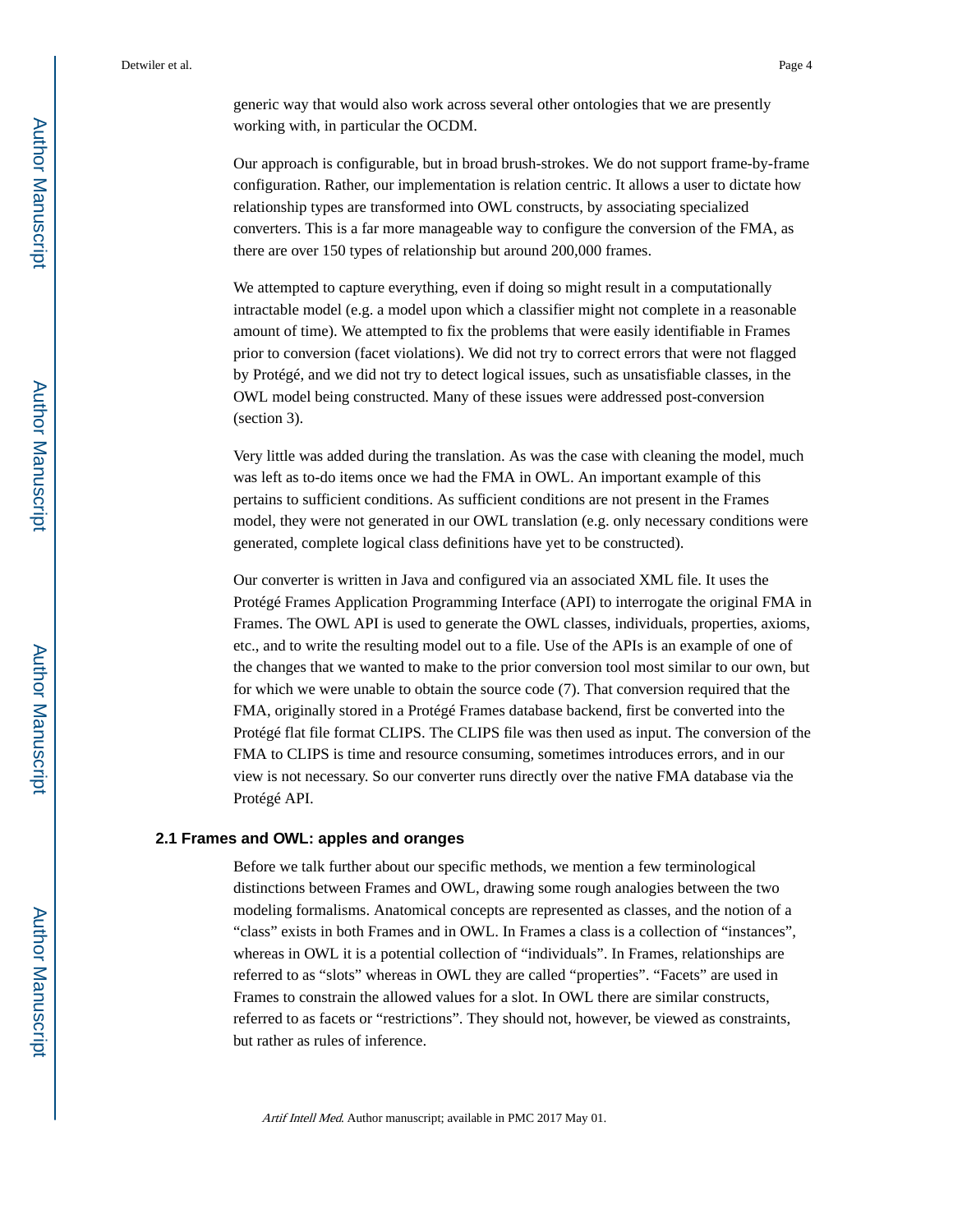generic way that would also work across several other ontologies that we are presently working with, in particular the OCDM.

Our approach is configurable, but in broad brush-strokes. We do not support frame-by-frame configuration. Rather, our implementation is relation centric. It allows a user to dictate how relationship types are transformed into OWL constructs, by associating specialized converters. This is a far more manageable way to configure the conversion of the FMA, as there are over 150 types of relationship but around 200,000 frames.

We attempted to capture everything, even if doing so might result in a computationally intractable model (e.g. a model upon which a classifier might not complete in a reasonable amount of time). We attempted to fix the problems that were easily identifiable in Frames prior to conversion (facet violations). We did not try to correct errors that were not flagged by Protégé, and we did not try to detect logical issues, such as unsatisfiable classes, in the OWL model being constructed. Many of these issues were addressed post-conversion (section 3).

Very little was added during the translation. As was the case with cleaning the model, much was left as to-do items once we had the FMA in OWL. An important example of this pertains to sufficient conditions. As sufficient conditions are not present in the Frames model, they were not generated in our OWL translation (e.g. only necessary conditions were generated, complete logical class definitions have yet to be constructed).

Our converter is written in Java and configured via an associated XML file. It uses the Protégé Frames Application Programming Interface (API) to interrogate the original FMA in Frames. The OWL API is used to generate the OWL classes, individuals, properties, axioms, etc., and to write the resulting model out to a file. Use of the APIs is an example of one of the changes that we wanted to make to the prior conversion tool most similar to our own, but for which we were unable to obtain the source code (7). That conversion required that the FMA, originally stored in a Protégé Frames database backend, first be converted into the Protégé flat file format CLIPS. The CLIPS file was then used as input. The conversion of the FMA to CLIPS is time and resource consuming, sometimes introduces errors, and in our view is not necessary. So our converter runs directly over the native FMA database via the Protégé API.

## 2.1 Frames and OWL: apples and oranges

Before we talk further about our specific methods, we mention a few terminological distinctions between Frames and OWL, drawing some rough analogies between the two modeling formalisms. Anatomical concepts are represented as classes, and the notion of a "class" exists in both Frames and in OWL. In Frames a class is a collection of "instances", whereas in OWL it is a potential collection of "individuals". In Frames, relationships are referred to as "slots" whereas in OWL they are called "properties". "Facets" are used in Frames to constrain the allowed values for a slot. In OWL there are similar constructs, referred to as facets or "restrictions". They should not, however, be viewed as constraints, but rather as rules of inference.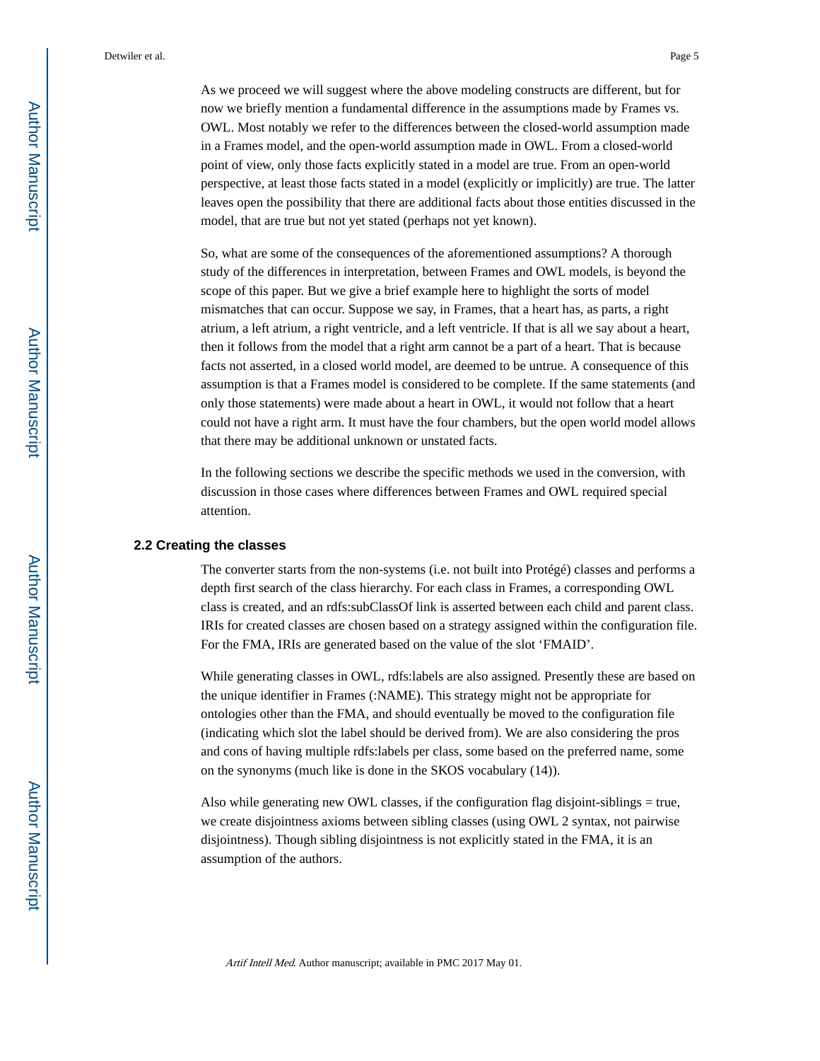As we proceed we will suggest where the above modeling constructs are different, but for now we briefly mention a fundamental difference in the assumptions made by Frames vs. OWL. Most notably we refer to the differences between the closed-world assumption made in a Frames model, and the open-world assumption made in OWL. From a closed-world point of view, only those facts explicitly stated in a model are true. From an open-world perspective, at least those facts stated in a model (explicitly or implicitly) are true. The latter leaves open the possibility that there are additional facts about those entities discussed in the model, that are true but not yet stated (perhaps not yet known).

So, what are some of the consequences of the aforementioned assumptions? A thorough study of the differences in interpretation, between Frames and OWL models, is beyond the scope of this paper. But we give a brief example here to highlight the sorts of model mismatches that can occur. Suppose we say, in Frames, that a heart has, as parts, a right atrium, a left atrium, a right ventricle, and a left ventricle. If that is all we say about a heart, then it follows from the model that a right arm cannot be a part of a heart. That is because facts not asserted, in a closed world model, are deemed to be untrue. A consequence of this assumption is that a Frames model is considered to be complete. If the same statements (and only those statements) were made about a heart in OWL, it would not follow that a heart could not have a right arm. It must have the four chambers, but the open world model allows that there may be additional unknown or unstated facts.

In the following sections we describe the specific methods we used in the conversion, with discussion in those cases where differences between Frames and OWL required special attention.

### 2.2 Creating the classes

The converter starts from the non-systems (i.e. not built into Protégé) classes and performs a depth first search of the class hierarchy. For each class in Frames, a corresponding OWL class is created, and an rdfs:subClassOf link is asserted between each child and parent class. IRIs for created classes are chosen based on a strategy assigned within the configuration file. For the FMA, IRIs are generated based on the value of the slot 'FMAID'.

While generating classes in OWL, rdfs:labels are also assigned. Presently these are based on the unique identifier in Frames (:NAME). This strategy might not be appropriate for ontologies other than the FMA, and should eventually be moved to the configuration file (indicating which slot the label should be derived from). We are also considering the pros and cons of having multiple rdfs:labels per class, some based on the preferred name, some on the synonyms (much like is done in the SKOS vocabulary (14)).

Also while generating new OWL classes, if the configuration flag disjoint-siblings = true, we create disjointness axioms between sibling classes (using OWL 2 syntax, not pairwise disjointness). Though sibling disjointness is not explicitly stated in the FMA, it is an assumption of the authors.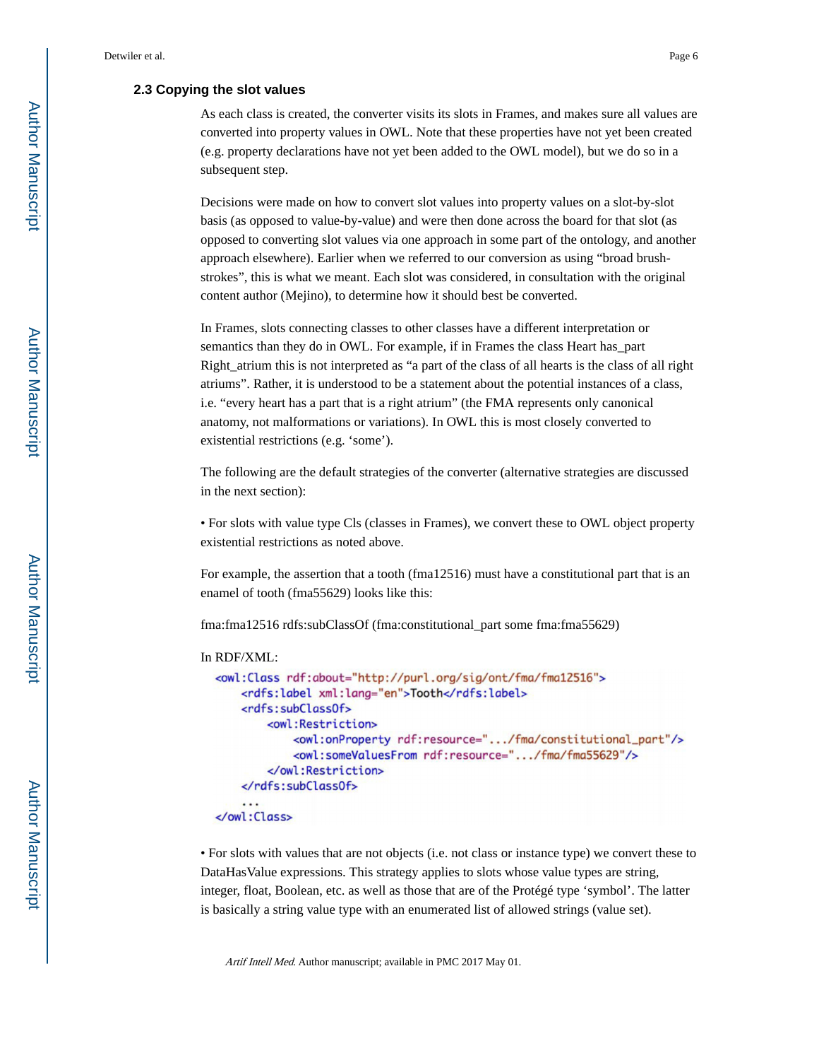### 2.3 Copying the slot values

As each class is created, the converter visits its slots in Frames, and makes sure all values are converted into property values in OWL. Note that these properties have not yet been created (e.g. property declarations have not yet been added to the OWL model), but we do so in a subsequent step.

Decisions were made on how to convert slot values into property values on a slot-by-slot basis (as opposed to value-by-value) and were then done across the board for that slot (as opposed to converting slot values via one approach in some part of the ontology, and another approach elsewhere). Earlier when we referred to our conversion as using "broad brush-strokes", this is what we meant. Each slot was considered, in consultation with the original content author (Mejino), to determine how it should best be converted.

In Frames, slots connecting classes to other classes have a different interpretation or semantics than they do in OWL. For example, if in Frames the class Heart has_part Right_atrium this is not interpreted as "a part of the class of all hearts is the class of all right atriums". Rather, it is understood to be a statement about the potential instances of a class, i.e. "every heart has a part that is a right atrium" (the FMA represents only canonical anatomy, not malformations or variations). In OWL this is most closely converted to existential restrictions (e.g. 'some').

The following are the default strategies of the converter (alternative strategies are discussed in the next section):

• For slots with value type Cls (classes in Frames), we convert these to OWL object property existential restrictions as noted above.

For example, the assertion that a tooth (fma12516) must have a constitutional part that is an enamel of tooth (fma55629) looks like this:

fma:fma12516 rdfs:subClassOf (fma:constitutional_part some fma:fma55629)

In RDF/XML:

```
<owl:Class rdf:about="http://purl.org/sig/ont/fma/fma12516">
    <rdfs:label xml:lang="en">Tooth</rdfs:label>
    <rdfs:subClassOf>
        <owl:Restriction>
            <owl:onProperty rdf:resource=".../fma/constitutional_part"/>
            <owl:someValuesFrom rdf:resource=".../fma/fma55629"/>
        </owl:Restriction>
    </rdfs:subClassOf>
    ...
</owl:Class>
```

• For slots with values that are not objects (i.e. not class or instance type) we convert these to DataHasValue expressions. This strategy applies to slots whose value types are string, integer, float, Boolean, etc. as well as those that are of the Protégé type 'symbol'. The latter is basically a string value type with an enumerated list of allowed strings (value set).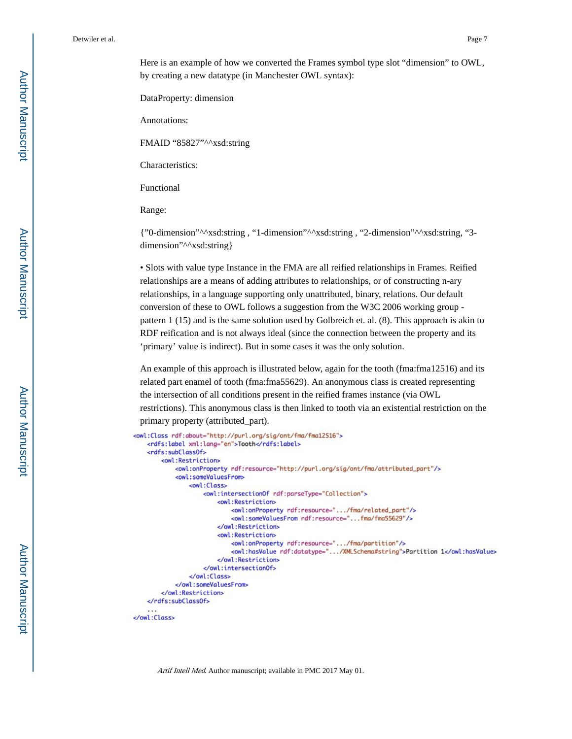Here is an example of how we converted the Frames symbol type slot “dimension” to OWL, by creating a new datatype (in Manchester OWL syntax):

DataProperty: dimension

Annotations:

FMAID “85827”^^xsd:string

Characteristics:

Functional

Range:

{”0-dimension”^^xsd:string , “1-dimension”^^xsd:string , “2-dimension”^^xsd:string, “3-dimension”^^xsd:string}

• Slots with value type Instance in the FMA are all reified relationships in Frames. Reified relationships are a means of adding attributes to relationships, or of constructing n-ary relationships, in a language supporting only unattributed, binary, relations. Our default conversion of these to OWL follows a suggestion from the W3C 2006 working group - pattern 1 (15) and is the same solution used by Golbreich et. al. (8). This approach is akin to RDF reification and is not always ideal (since the connection between the property and its ‘primary’ value is indirect). But in some cases it was the only solution.

An example of this approach is illustrated below, again for the tooth (fma:fma12516) and its related part enamel of tooth (fma:fma55629). An anonymous class is created representing the intersection of all conditions present in the reified frames instance (via OWL restrictions). This anonymous class is then linked to tooth via an existential restriction on the primary property (attributed_part).

```
<owl:Class rdf:about="http://purl.org/sig/ont/fma/fma12516">
    <rdfs:label xml:lang="en">Tooth</rdfs:label>
    <rdfs:subClassOf>
        <owl:Restriction>
            <owl:onProperty rdf:resource="http://purl.org/sig/ont/fma/attributed_part"/>
            <owl:someValuesFrom>
                <owl:Class>
                    <owl:intersectionOf rdf:parseType="Collection">
                        <owl:Restriction>
                            <owl:onProperty rdf:resource=".../fma/related_part"/>
                            <owl:someValuesFrom rdf:resource="...fma/fma55629"/>
                        </owl:Restriction>
                        <owl:Restriction>
                            <owl:onProperty rdf:resource=".../fma/partition"/>
                            <owl:hasValue rdf:datatype=".../XMLSchema#string">Partition 1</owl:hasValue>
                        </owl:Restriction>
                    </owl:intersectionOf>
                </owl:Class>
            </owl:someValuesFrom>
        </owl:Restriction>
    </rdfs:subClassOf>
    ...
</owl:Class>
```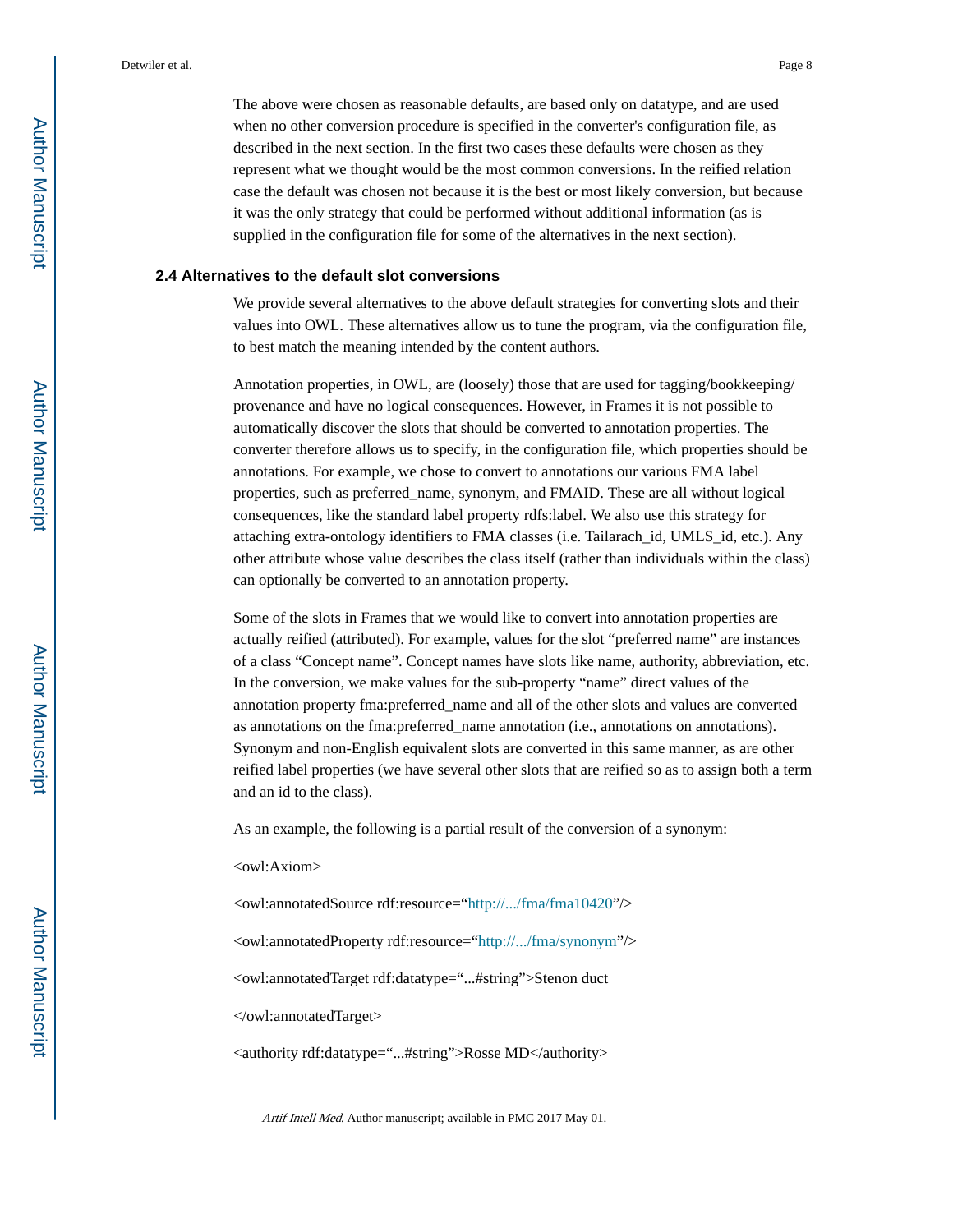The above were chosen as reasonable defaults, are based only on datatype, and are used when no other conversion procedure is specified in the converter's configuration file, as described in the next section. In the first two cases these defaults were chosen as they represent what we thought would be the most common conversions. In the reified relation case the default was chosen not because it is the best or most likely conversion, but because it was the only strategy that could be performed without additional information (as is supplied in the configuration file for some of the alternatives in the next section).

### 2.4 Alternatives to the default slot conversions

We provide several alternatives to the above default strategies for converting slots and their values into OWL. These alternatives allow us to tune the program, via the configuration file, to best match the meaning intended by the content authors.

Annotation properties, in OWL, are (loosely) those that are used for tagging/bookkeeping/provenance and have no logical consequences. However, in Frames it is not possible to automatically discover the slots that should be converted to annotation properties. The converter therefore allows us to specify, in the configuration file, which properties should be annotations. For example, we chose to convert to annotations our various FMA label properties, such as preferred_name, synonym, and FMAID. These are all without logical consequences, like the standard label property rdfs:label. We also use this strategy for attaching extra-ontology identifiers to FMA classes (i.e. Tailarach_id, UMLS_id, etc.). Any other attribute whose value describes the class itself (rather than individuals within the class) can optionally be converted to an annotation property.

Some of the slots in Frames that we would like to convert into annotation properties are actually reified (attributed). For example, values for the slot “preferred name” are instances of a class “Concept name”. Concept names have slots like name, authority, abbreviation, etc. In the conversion, we make values for the sub-property “name” direct values of the annotation property fma:preferred_name and all of the other slots and values are converted as annotations on the fma:preferred_name annotation (i.e., annotations on annotations). Synonym and non-English equivalent slots are converted in this same manner, as are other reified label properties (we have several other slots that are reified so as to assign both a term and an id to the class).

As an example, the following is a partial result of the conversion of a synonym:

```
<owl:Axiom>

<owl:annotatedSource rdf:resource="http://.../fma/fma10420"/>

<owl:annotatedProperty rdf:resource="http://.../fma/synonym"/>

<owl:annotatedTarget rdf:datatype="...#string">Stenon duct

</owl:annotatedTarget>

<authority rdf:datatype="...#string">Rosse MD</authority>
```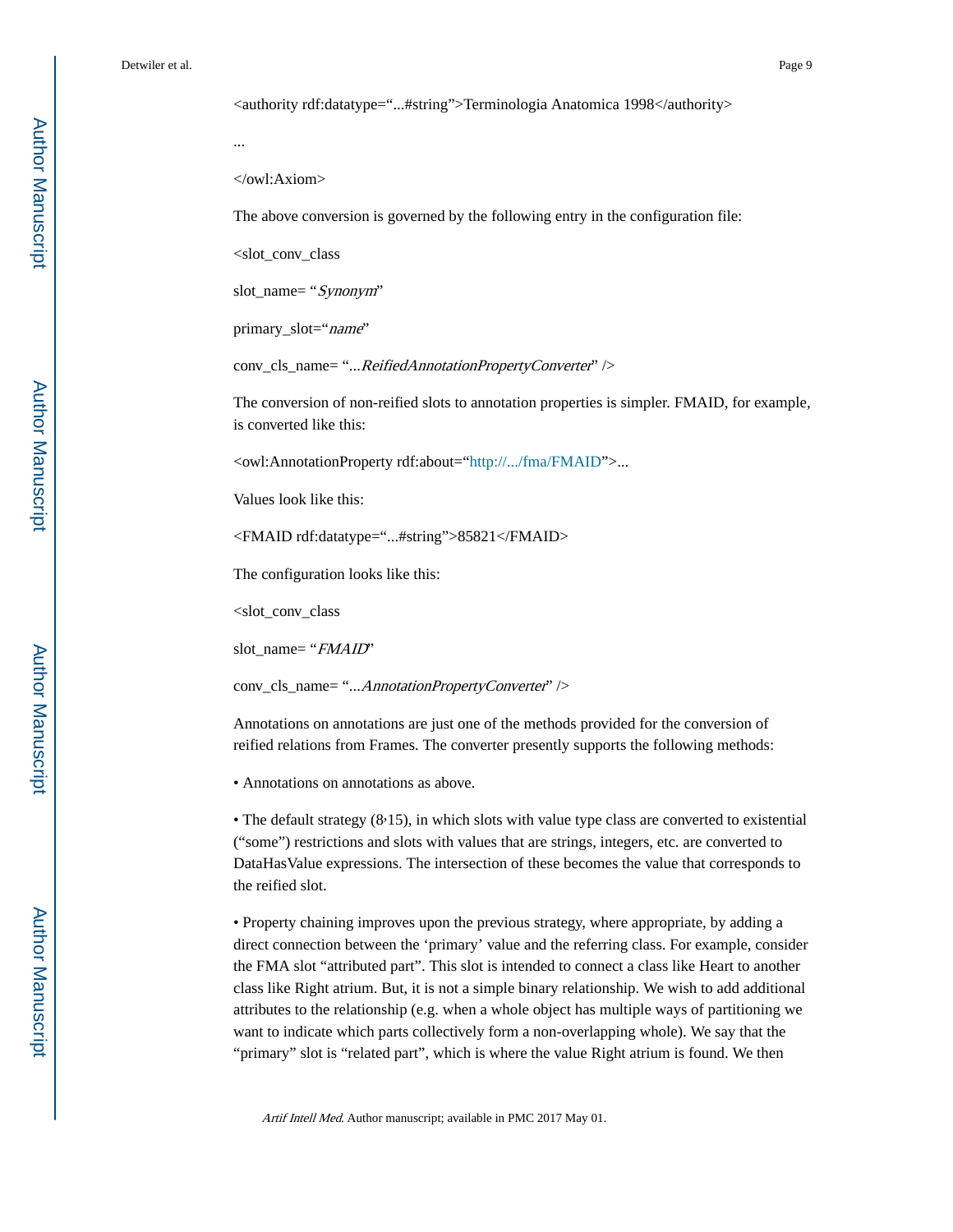<authority rdf:datatype="...#string">Terminologia Anatomica 1998</authority>

...

</owl:Axiom>

The above conversion is governed by the following entry in the configuration file:

<slot_conv_class

slot_name= "*Synonym*"

primary_slot="*name*"

conv_cls_name= "*...ReifiedAnnotationPropertyConverter*" />

The conversion of non-reified slots to annotation properties is simpler. FMAID, for example, is converted like this:

<owl:AnnotationProperty rdf:about="http://.../fma/FMAID">...

Values look like this:

<FMAID rdf:datatype="...#string">85821</FMAID>

The configuration looks like this:

<slot_conv_class

slot_name= "*FMAID*"

conv_cls_name= "*...AnnotationPropertyConverter*" />

Annotations on annotations are just one of the methods provided for the conversion of reified relations from Frames. The converter presently supports the following methods:

- Annotations on annotations as above.

- The default strategy (8,15), in which slots with value type class are converted to existential ("some") restrictions and slots with values that are strings, integers, etc. are converted to DataHasValue expressions. The intersection of these becomes the value that corresponds to the reified slot.

- Property chaining improves upon the previous strategy, where appropriate, by adding a direct connection between the 'primary' value and the referring class. For example, consider the FMA slot "attributed part". This slot is intended to connect a class like Heart to another class like Right atrium. But, it is not a simple binary relationship. We wish to add additional attributes to the relationship (e.g. when a whole object has multiple ways of partitioning we want to indicate which parts collectively form a non-overlapping whole). We say that the "primary" slot is "related part", which is where the value Right atrium is found. We then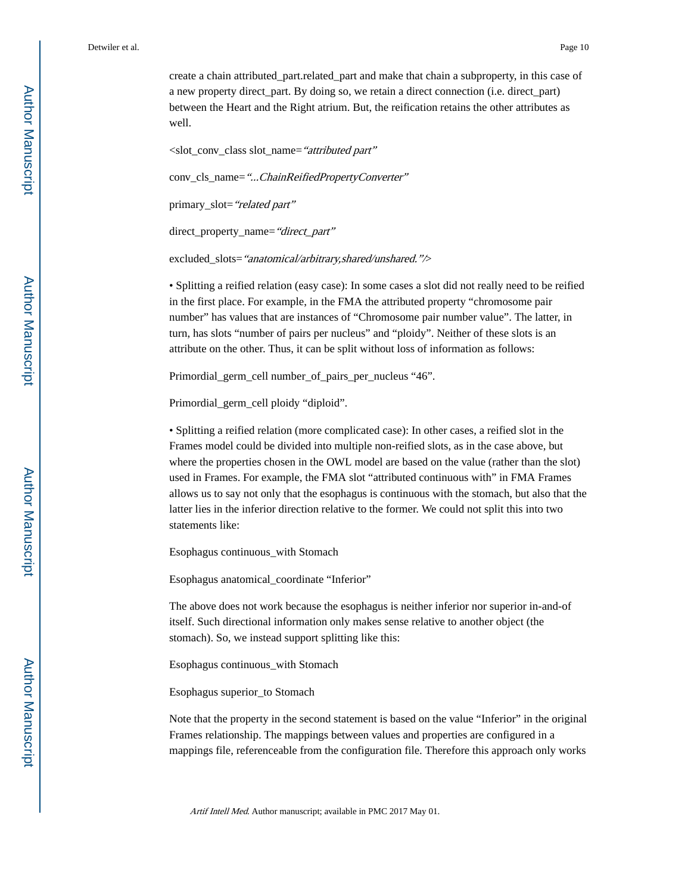create a chain attributed_part.related_part and make that chain a subproperty, in this case of a new property direct_part. By doing so, we retain a direct connection (i.e. direct_part) between the Heart and the Right atrium. But, the reification retains the other attributes as well.

<slot_conv_class slot_name=*"attributed part"*

conv_cls_name=*"...ChainReifiedPropertyConverter"*

primary_slot=*"related part"*

direct_property_name=*"direct_part"*

excluded_slots=*"anatomical/arbitrary,shared/unshared."/>*

• Splitting a reified relation (easy case): In some cases a slot did not really need to be reified in the first place. For example, in the FMA the attributed property "chromosome pair number" has values that are instances of "Chromosome pair number value". The latter, in turn, has slots "number of pairs per nucleus" and "ploidy". Neither of these slots is an attribute on the other. Thus, it can be split without loss of information as follows:

Primordial_germ_cell number_of_pairs_per_nucleus "46".

Primordial_germ_cell ploidy "diploid".

• Splitting a reified relation (more complicated case): In other cases, a reified slot in the Frames model could be divided into multiple non-reified slots, as in the case above, but where the properties chosen in the OWL model are based on the value (rather than the slot) used in Frames. For example, the FMA slot "attributed continuous with" in FMA Frames allows us to say not only that the esophagus is continuous with the stomach, but also that the latter lies in the inferior direction relative to the former. We could not split this into two statements like:

Esophagus continuous_with Stomach

Esophagus anatomical_coordinate "Inferior"

The above does not work because the esophagus is neither inferior nor superior in-and-of itself. Such directional information only makes sense relative to another object (the stomach). So, we instead support splitting like this:

Esophagus continuous_with Stomach

Esophagus superior_to Stomach

Note that the property in the second statement is based on the value "Inferior" in the original Frames relationship. The mappings between values and properties are configured in a mappings file, referenceable from the configuration file. Therefore this approach only works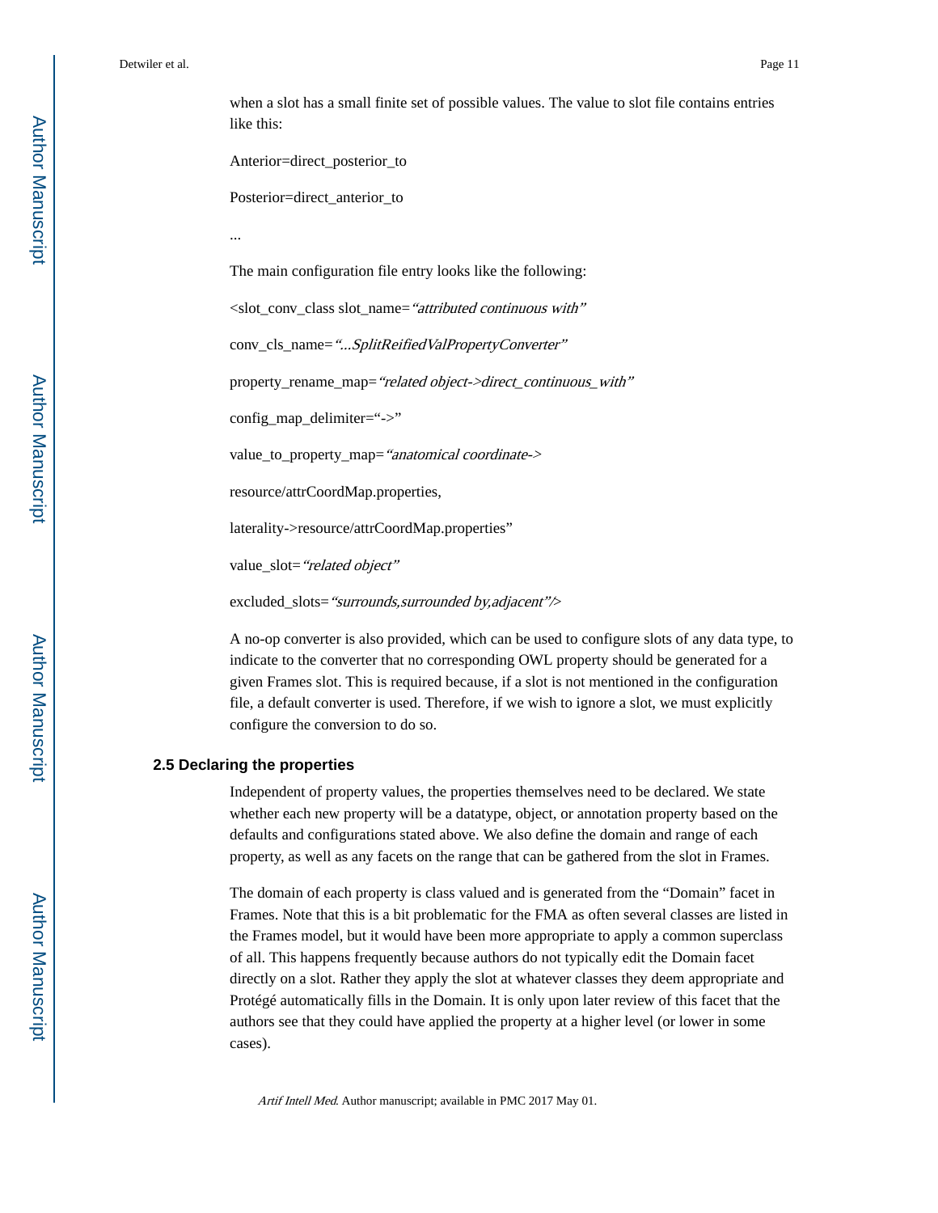when a slot has a small finite set of possible values. The value to slot file contains entries like this:

Anterior=direct_posterior_to

Posterior=direct_anterior_to

...

The main configuration file entry looks like the following:

<slot_conv_class slot_name=*"attributed continuous with"*

conv_cls_name=*"...SplitReifiedValPropertyConverter"*

property_rename_map=*"related object->direct_continuous_with"*

config_map_delimiter="->"

value_to_property_map=*"anatomical coordinate->*

resource/attrCoordMap.properties,

laterality->resource/attrCoordMap.properties"

value_slot=*"related object"*

excluded_slots=*"surrounds,surrounded by,adjacent"/>*

A no-op converter is also provided, which can be used to configure slots of any data type, to indicate to the converter that no corresponding OWL property should be generated for a given Frames slot. This is required because, if a slot is not mentioned in the configuration file, a default converter is used. Therefore, if we wish to ignore a slot, we must explicitly configure the conversion to do so.

### 2.5 Declaring the properties

Independent of property values, the properties themselves need to be declared. We state whether each new property will be a datatype, object, or annotation property based on the defaults and configurations stated above. We also define the domain and range of each property, as well as any facets on the range that can be gathered from the slot in Frames.

The domain of each property is class valued and is generated from the "Domain" facet in Frames. Note that this is a bit problematic for the FMA as often several classes are listed in the Frames model, but it would have been more appropriate to apply a common superclass of all. This happens frequently because authors do not typically edit the Domain facet directly on a slot. Rather they apply the slot at whatever classes they deem appropriate and Protégé automatically fills in the Domain. It is only upon later review of this facet that the authors see that they could have applied the property at a higher level (or lower in some cases).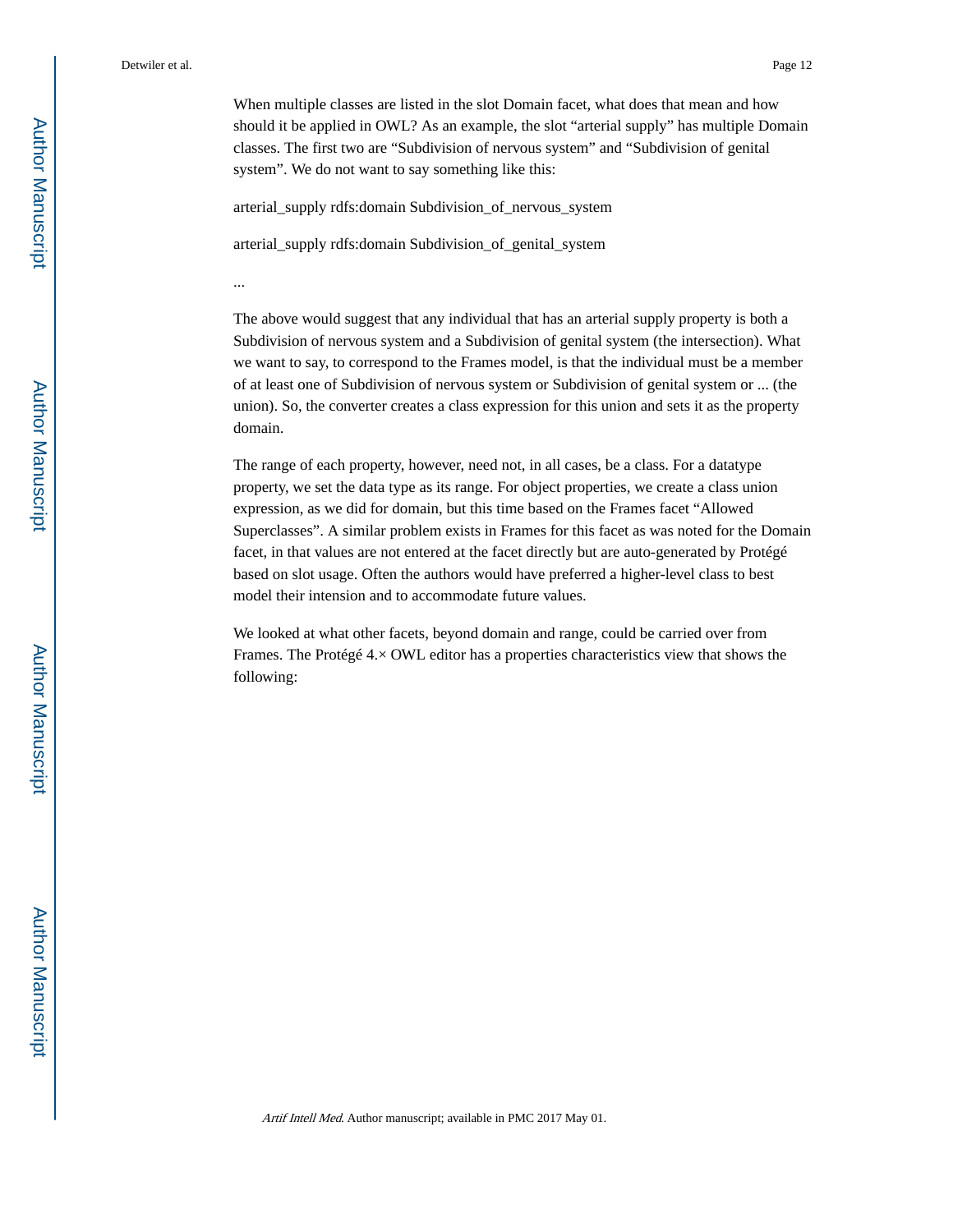When multiple classes are listed in the slot Domain facet, what does that mean and how should it be applied in OWL? As an example, the slot "arterial supply" has multiple Domain classes. The first two are "Subdivision of nervous system" and "Subdivision of genital system". We do not want to say something like this:

arterial_supply rdfs:domain Subdivision_of_nervous_system

arterial_supply rdfs:domain Subdivision_of_genital_system

...

The above would suggest that any individual that has an arterial supply property is both a Subdivision of nervous system and a Subdivision of genital system (the intersection). What we want to say, to correspond to the Frames model, is that the individual must be a member of at least one of Subdivision of nervous system or Subdivision of genital system or ... (the union). So, the converter creates a class expression for this union and sets it as the property domain.

The range of each property, however, need not, in all cases, be a class. For a datatype property, we set the data type as its range. For object properties, we create a class union expression, as we did for domain, but this time based on the Frames facet "Allowed Superclasses". A similar problem exists in Frames for this facet as was noted for the Domain facet, in that values are not entered at the facet directly but are auto-generated by Protégé based on slot usage. Often the authors would have preferred a higher-level class to best model their intension and to accommodate future values.

We looked at what other facets, beyond domain and range, could be carried over from Frames. The Protégé 4.× OWL editor has a properties characteristics view that shows the following: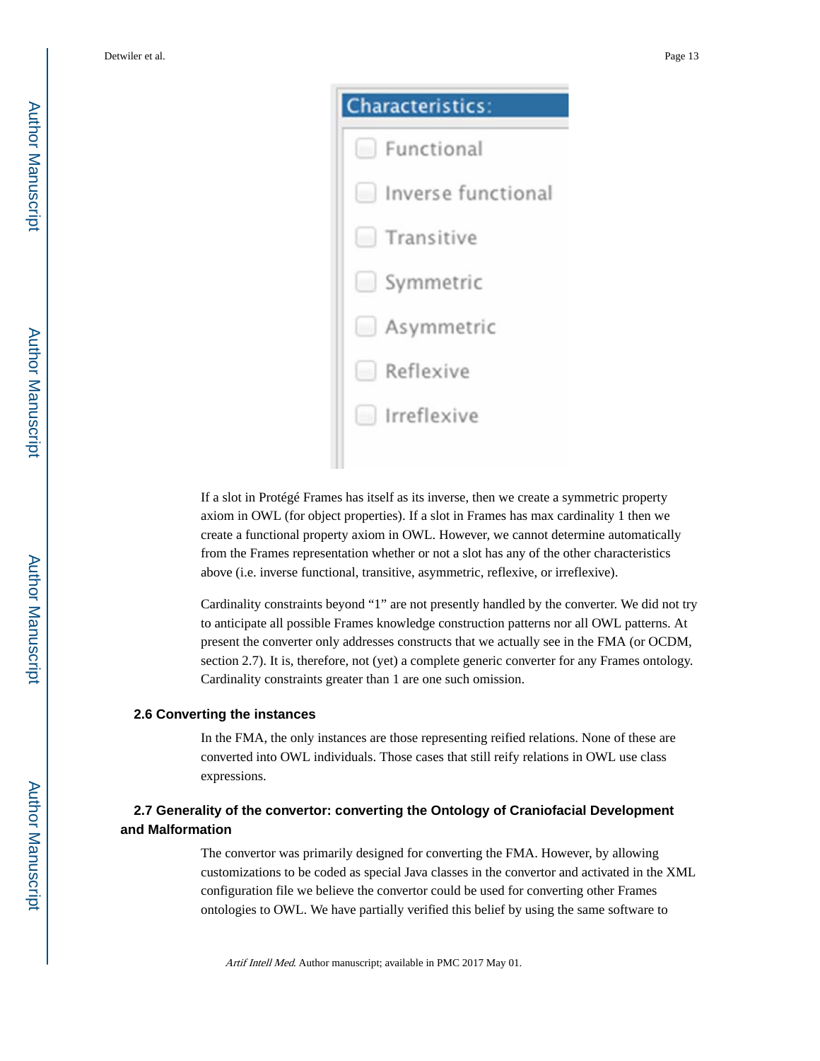**Characteristics:**

- Functional
- Inverse functional
- Transitive
- Symmetric
- Asymmetric
- Reflexive
- Irreflexive

If a slot in Protégé Frames has itself as its inverse, then we create a symmetric property axiom in OWL (for object properties). If a slot in Frames has max cardinality 1 then we create a functional property axiom in OWL. However, we cannot determine automatically from the Frames representation whether or not a slot has any of the other characteristics above (i.e. inverse functional, transitive, asymmetric, reflexive, or irreflexive).

Cardinality constraints beyond "1" are not presently handled by the converter. We did not try to anticipate all possible Frames knowledge construction patterns nor all OWL patterns. At present the converter only addresses constructs that we actually see in the FMA (or OCDM, section 2.7). It is, therefore, not (yet) a complete generic converter for any Frames ontology. Cardinality constraints greater than 1 are one such omission.

### 2.6 Converting the instances

In the FMA, the only instances are those representing reified relations. None of these are converted into OWL individuals. Those cases that still reify relations in OWL use class expressions.

### 2.7 Generality of the convertor: converting the Ontology of Craniofacial Development and Malformation

The convertor was primarily designed for converting the FMA. However, by allowing customizations to be coded as special Java classes in the convertor and activated in the XML configuration file we believe the convertor could be used for converting other Frames ontologies to OWL. We have partially verified this belief by using the same software to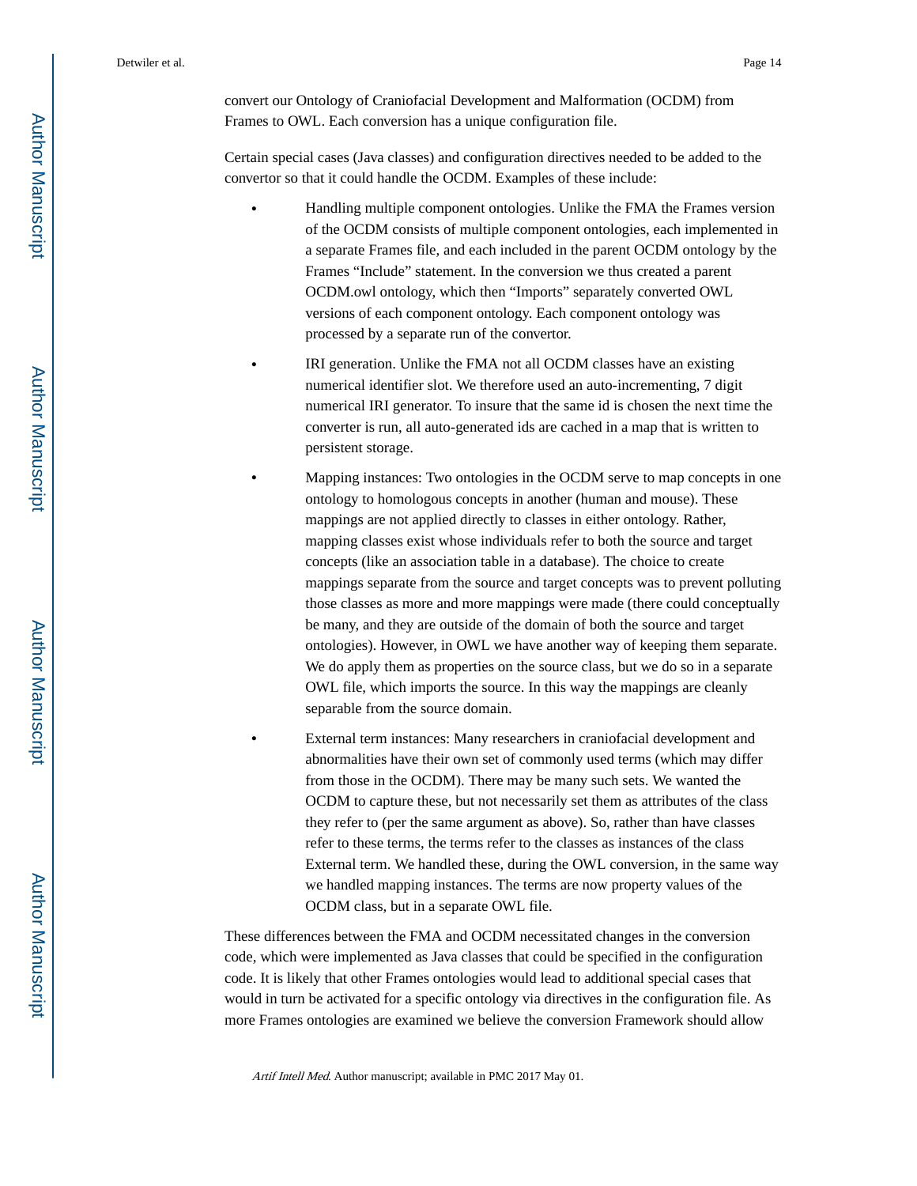convert our Ontology of Craniofacial Development and Malformation (OCDM) from Frames to OWL. Each conversion has a unique configuration file.

Certain special cases (Java classes) and configuration directives needed to be added to the convertor so that it could handle the OCDM. Examples of these include:

- Handling multiple component ontologies. Unlike the FMA the Frames version of the OCDM consists of multiple component ontologies, each implemented in a separate Frames file, and each included in the parent OCDM ontology by the Frames "Include" statement. In the conversion we thus created a parent OCDM.owl ontology, which then "Imports" separately converted OWL versions of each component ontology. Each component ontology was processed by a separate run of the convertor.
- IRI generation. Unlike the FMA not all OCDM classes have an existing numerical identifier slot. We therefore used an auto-incrementing, 7 digit numerical IRI generator. To insure that the same id is chosen the next time the converter is run, all auto-generated ids are cached in a map that is written to persistent storage.
- Mapping instances: Two ontologies in the OCDM serve to map concepts in one ontology to homologous concepts in another (human and mouse). These mappings are not applied directly to classes in either ontology. Rather, mapping classes exist whose individuals refer to both the source and target concepts (like an association table in a database). The choice to create mappings separate from the source and target concepts was to prevent polluting those classes as more and more mappings were made (there could conceptually be many, and they are outside of the domain of both the source and target ontologies). However, in OWL we have another way of keeping them separate. We do apply them as properties on the source class, but we do so in a separate OWL file, which imports the source. In this way the mappings are cleanly separable from the source domain.
- External term instances: Many researchers in craniofacial development and abnormalities have their own set of commonly used terms (which may differ from those in the OCDM). There may be many such sets. We wanted the OCDM to capture these, but not necessarily set them as attributes of the class they refer to (per the same argument as above). So, rather than have classes refer to these terms, the terms refer to the classes as instances of the class External term. We handled these, during the OWL conversion, in the same way we handled mapping instances. The terms are now property values of the OCDM class, but in a separate OWL file.

These differences between the FMA and OCDM necessitated changes in the conversion code, which were implemented as Java classes that could be specified in the configuration code. It is likely that other Frames ontologies would lead to additional special cases that would in turn be activated for a specific ontology via directives in the configuration file. As more Frames ontologies are examined we believe the conversion Framework should allow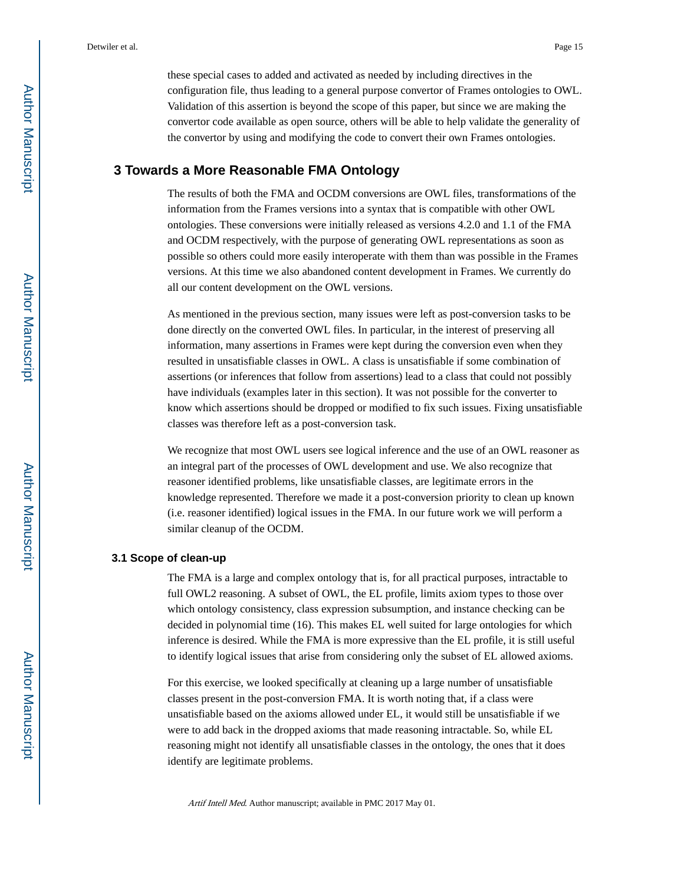these special cases to added and activated as needed by including directives in the configuration file, thus leading to a general purpose convertor of Frames ontologies to OWL. Validation of this assertion is beyond the scope of this paper, but since we are making the convertor code available as open source, others will be able to help validate the generality of the convertor by using and modifying the code to convert their own Frames ontologies.

## 3 Towards a More Reasonable FMA Ontology

The results of both the FMA and OCDM conversions are OWL files, transformations of the information from the Frames versions into a syntax that is compatible with other OWL ontologies. These conversions were initially released as versions 4.2.0 and 1.1 of the FMA and OCDM respectively, with the purpose of generating OWL representations as soon as possible so others could more easily interoperate with them than was possible in the Frames versions. At this time we also abandoned content development in Frames. We currently do all our content development on the OWL versions.

As mentioned in the previous section, many issues were left as post-conversion tasks to be done directly on the converted OWL files. In particular, in the interest of preserving all information, many assertions in Frames were kept during the conversion even when they resulted in unsatisfiable classes in OWL. A class is unsatisfiable if some combination of assertions (or inferences that follow from assertions) lead to a class that could not possibly have individuals (examples later in this section). It was not possible for the converter to know which assertions should be dropped or modified to fix such issues. Fixing unsatisfiable classes was therefore left as a post-conversion task.

We recognize that most OWL users see logical inference and the use of an OWL reasoner as an integral part of the processes of OWL development and use. We also recognize that reasoner identified problems, like unsatisfiable classes, are legitimate errors in the knowledge represented. Therefore we made it a post-conversion priority to clean up known (i.e. reasoner identified) logical issues in the FMA. In our future work we will perform a similar cleanup of the OCDM.

### 3.1 Scope of clean-up

The FMA is a large and complex ontology that is, for all practical purposes, intractable to full OWL2 reasoning. A subset of OWL, the EL profile, limits axiom types to those over which ontology consistency, class expression subsumption, and instance checking can be decided in polynomial time (16). This makes EL well suited for large ontologies for which inference is desired. While the FMA is more expressive than the EL profile, it is still useful to identify logical issues that arise from considering only the subset of EL allowed axioms.

For this exercise, we looked specifically at cleaning up a large number of unsatisfiable classes present in the post-conversion FMA. It is worth noting that, if a class were unsatisfiable based on the axioms allowed under EL, it would still be unsatisfiable if we were to add back in the dropped axioms that made reasoning intractable. So, while EL reasoning might not identify all unsatisfiable classes in the ontology, the ones that it does identify are legitimate problems.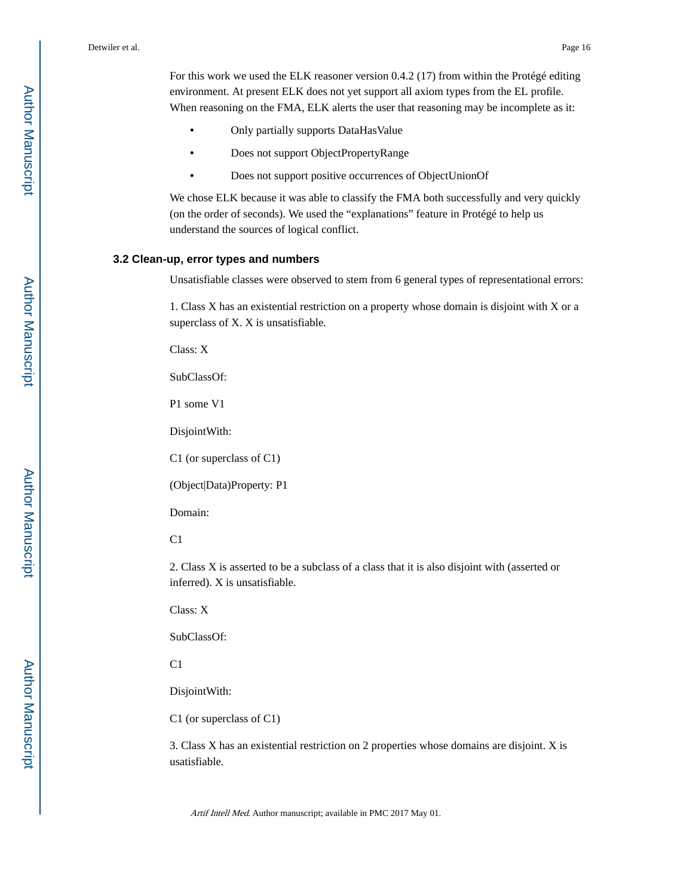For this work we used the ELK reasoner version 0.4.2 (17) from within the Protégé editing environment. At present ELK does not yet support all axiom types from the EL profile. When reasoning on the FMA, ELK alerts the user that reasoning may be incomplete as it:

- Only partially supports DataHasValue
- Does not support ObjectPropertyRange
- Does not support positive occurrences of ObjectUnionOf

We chose ELK because it was able to classify the FMA both successfully and very quickly (on the order of seconds). We used the "explanations" feature in Protégé to help us understand the sources of logical conflict.

### 3.2 Clean-up, error types and numbers

Unsatisfiable classes were observed to stem from 6 general types of representational errors:

1. Class X has an existential restriction on a property whose domain is disjoint with X or a superclass of X. X is unsatisfiable.

Class: X

SubClassOf:

P1 some V1

DisjointWith:

C1 (or superclass of C1)

(Object|Data)Property: P1

Domain:

C1

2. Class X is asserted to be a subclass of a class that it is also disjoint with (asserted or inferred). X is unsatisfiable.

Class: X

SubClassOf:

C1

DisjointWith:

C1 (or superclass of C1)

3. Class X has an existential restriction on 2 properties whose domains are disjoint. X is usatisfiable.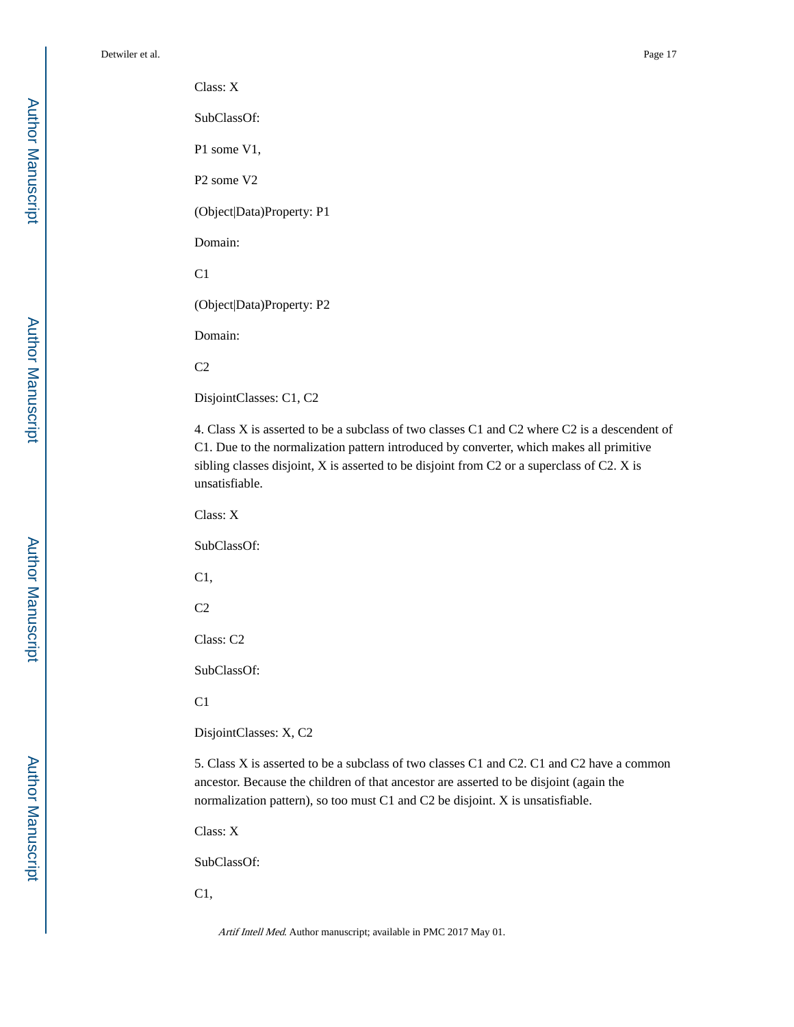Class: X

SubClassOf:

P1 some V1,

P2 some V2

(Object|Data)Property: P1

Domain:

C1

(Object|Data)Property: P2

Domain:

C2

DisjointClasses: C1, C2

4. Class X is asserted to be a subclass of two classes C1 and C2 where C2 is a descendent of C1. Due to the normalization pattern introduced by converter, which makes all primitive sibling classes disjoint, X is asserted to be disjoint from C2 or a superclass of C2. X is unsatisfiable.

Class: X

SubClassOf:

C1,

C2

Class: C2

SubClassOf:

C1

DisjointClasses: X, C2

5. Class X is asserted to be a subclass of two classes C1 and C2. C1 and C2 have a common ancestor. Because the children of that ancestor are asserted to be disjoint (again the normalization pattern), so too must C1 and C2 be disjoint. X is unsatisfiable.

Class: X

SubClassOf:

C1,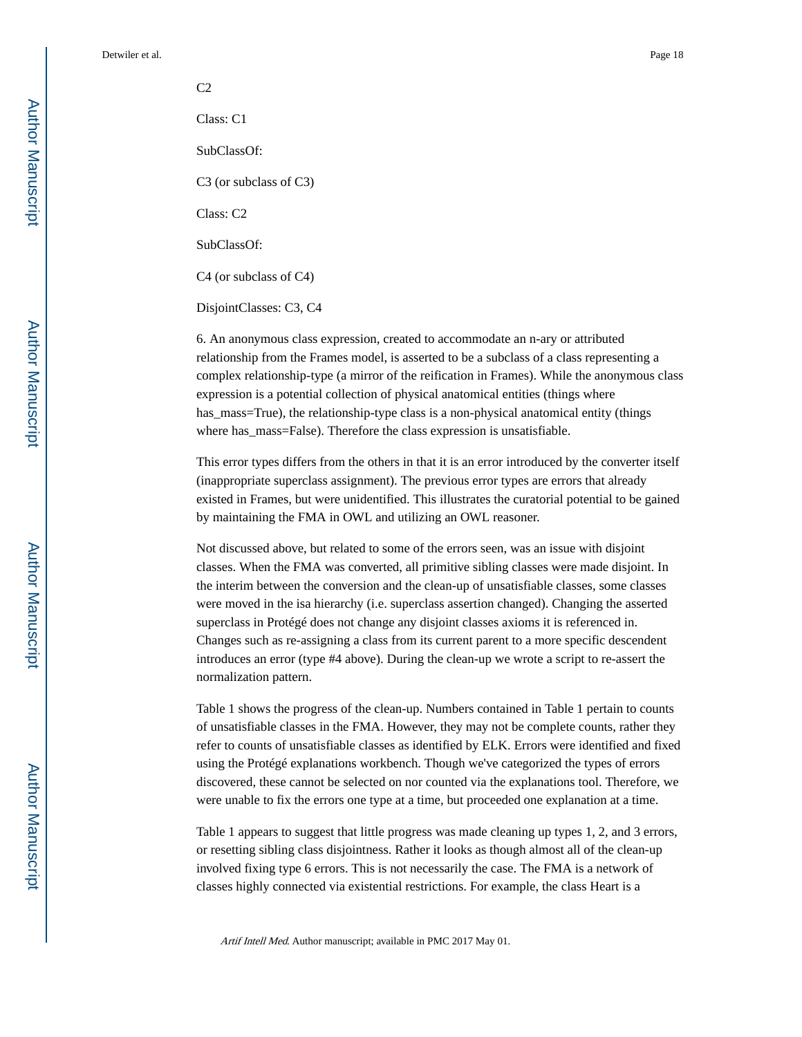C2

Class: C1

SubClassOf:

C3 (or subclass of C3)

Class: C2

SubClassOf:

C4 (or subclass of C4)

DisjointClasses: C3, C4

6. An anonymous class expression, created to accommodate an n-ary or attributed relationship from the Frames model, is asserted to be a subclass of a class representing a complex relationship-type (a mirror of the reification in Frames). While the anonymous class expression is a potential collection of physical anatomical entities (things where has_mass=True), the relationship-type class is a non-physical anatomical entity (things where has_mass=False). Therefore the class expression is unsatisfiable.

This error types differs from the others in that it is an error introduced by the converter itself (inappropriate superclass assignment). The previous error types are errors that already existed in Frames, but were unidentified. This illustrates the curatorial potential to be gained by maintaining the FMA in OWL and utilizing an OWL reasoner.

Not discussed above, but related to some of the errors seen, was an issue with disjoint classes. When the FMA was converted, all primitive sibling classes were made disjoint. In the interim between the conversion and the clean-up of unsatisfiable classes, some classes were moved in the isa hierarchy (i.e. superclass assertion changed). Changing the asserted superclass in Protégé does not change any disjoint classes axioms it is referenced in. Changes such as re-assigning a class from its current parent to a more specific descendent introduces an error (type #4 above). During the clean-up we wrote a script to re-assert the normalization pattern.

Table 1 shows the progress of the clean-up. Numbers contained in Table 1 pertain to counts of unsatisfiable classes in the FMA. However, they may not be complete counts, rather they refer to counts of unsatisfiable classes as identified by ELK. Errors were identified and fixed using the Protégé explanations workbench. Though we've categorized the types of errors discovered, these cannot be selected on nor counted via the explanations tool. Therefore, we were unable to fix the errors one type at a time, but proceeded one explanation at a time.

Table 1 appears to suggest that little progress was made cleaning up types 1, 2, and 3 errors, or resetting sibling class disjointness. Rather it looks as though almost all of the clean-up involved fixing type 6 errors. This is not necessarily the case. The FMA is a network of classes highly connected via existential restrictions. For example, the class Heart is a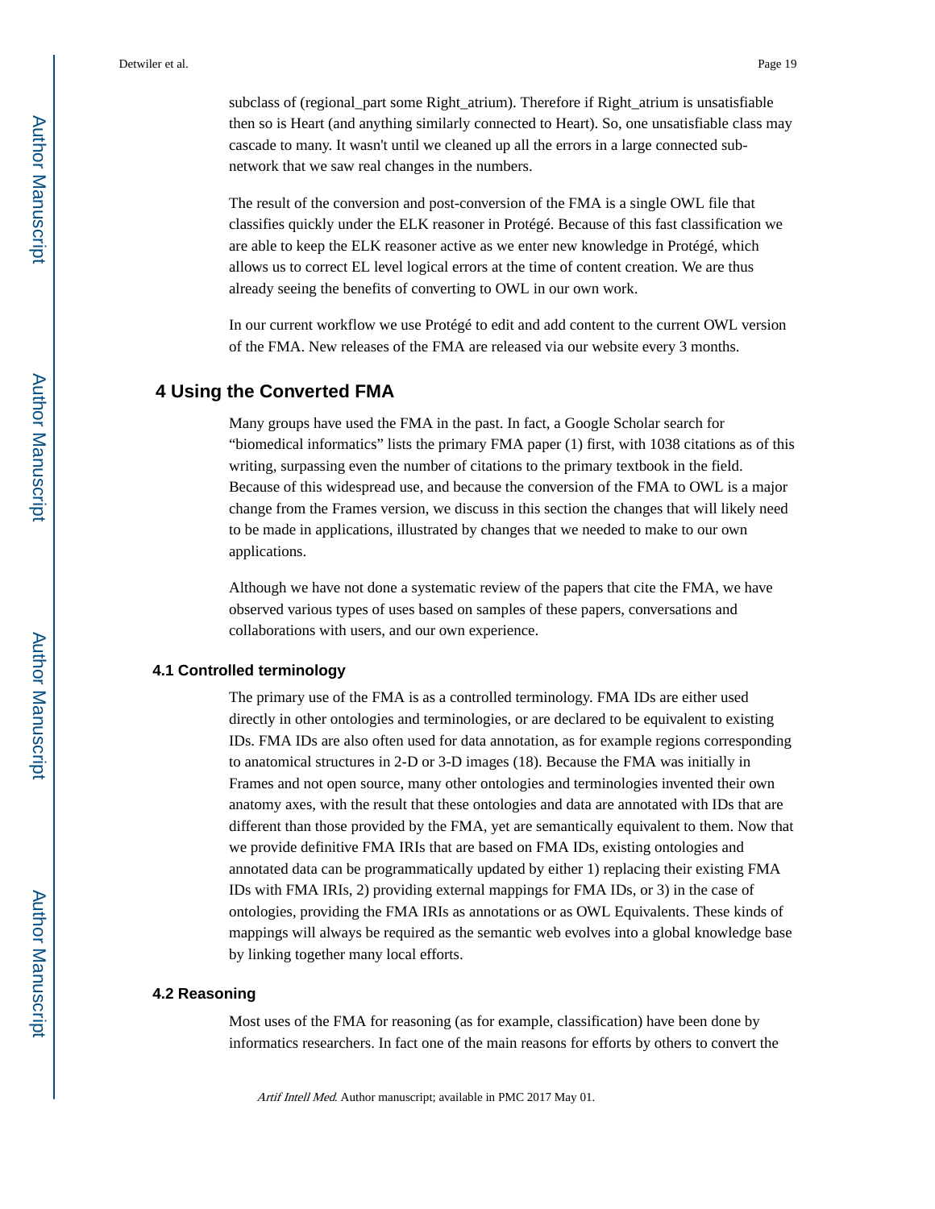subclass of (regional_part some Right_atrium). Therefore if Right_atrium is unsatisfiable then so is Heart (and anything similarly connected to Heart). So, one unsatisfiable class may cascade to many. It wasn't until we cleaned up all the errors in a large connected sub-network that we saw real changes in the numbers.

The result of the conversion and post-conversion of the FMA is a single OWL file that classifies quickly under the ELK reasoner in Protégé. Because of this fast classification we are able to keep the ELK reasoner active as we enter new knowledge in Protégé, which allows us to correct EL level logical errors at the time of content creation. We are thus already seeing the benefits of converting to OWL in our own work.

In our current workflow we use Protégé to edit and add content to the current OWL version of the FMA. New releases of the FMA are released via our website every 3 months.

## 4 Using the Converted FMA

Many groups have used the FMA in the past. In fact, a Google Scholar search for "biomedical informatics" lists the primary FMA paper (1) first, with 1038 citations as of this writing, surpassing even the number of citations to the primary textbook in the field. Because of this widespread use, and because the conversion of the FMA to OWL is a major change from the Frames version, we discuss in this section the changes that will likely need to be made in applications, illustrated by changes that we needed to make to our own applications.

Although we have not done a systematic review of the papers that cite the FMA, we have observed various types of uses based on samples of these papers, conversations and collaborations with users, and our own experience.

### 4.1 Controlled terminology

The primary use of the FMA is as a controlled terminology. FMA IDs are either used directly in other ontologies and terminologies, or are declared to be equivalent to existing IDs. FMA IDs are also often used for data annotation, as for example regions corresponding to anatomical structures in 2-D or 3-D images (18). Because the FMA was initially in Frames and not open source, many other ontologies and terminologies invented their own anatomy axes, with the result that these ontologies and data are annotated with IDs that are different than those provided by the FMA, yet are semantically equivalent to them. Now that we provide definitive FMA IRIs that are based on FMA IDs, existing ontologies and annotated data can be programmatically updated by either 1) replacing their existing FMA IDs with FMA IRIs, 2) providing external mappings for FMA IDs, or 3) in the case of ontologies, providing the FMA IRIs as annotations or as OWL Equivalents. These kinds of mappings will always be required as the semantic web evolves into a global knowledge base by linking together many local efforts.

### 4.2 Reasoning

Most uses of the FMA for reasoning (as for example, classification) have been done by informatics researchers. In fact one of the main reasons for efforts by others to convert the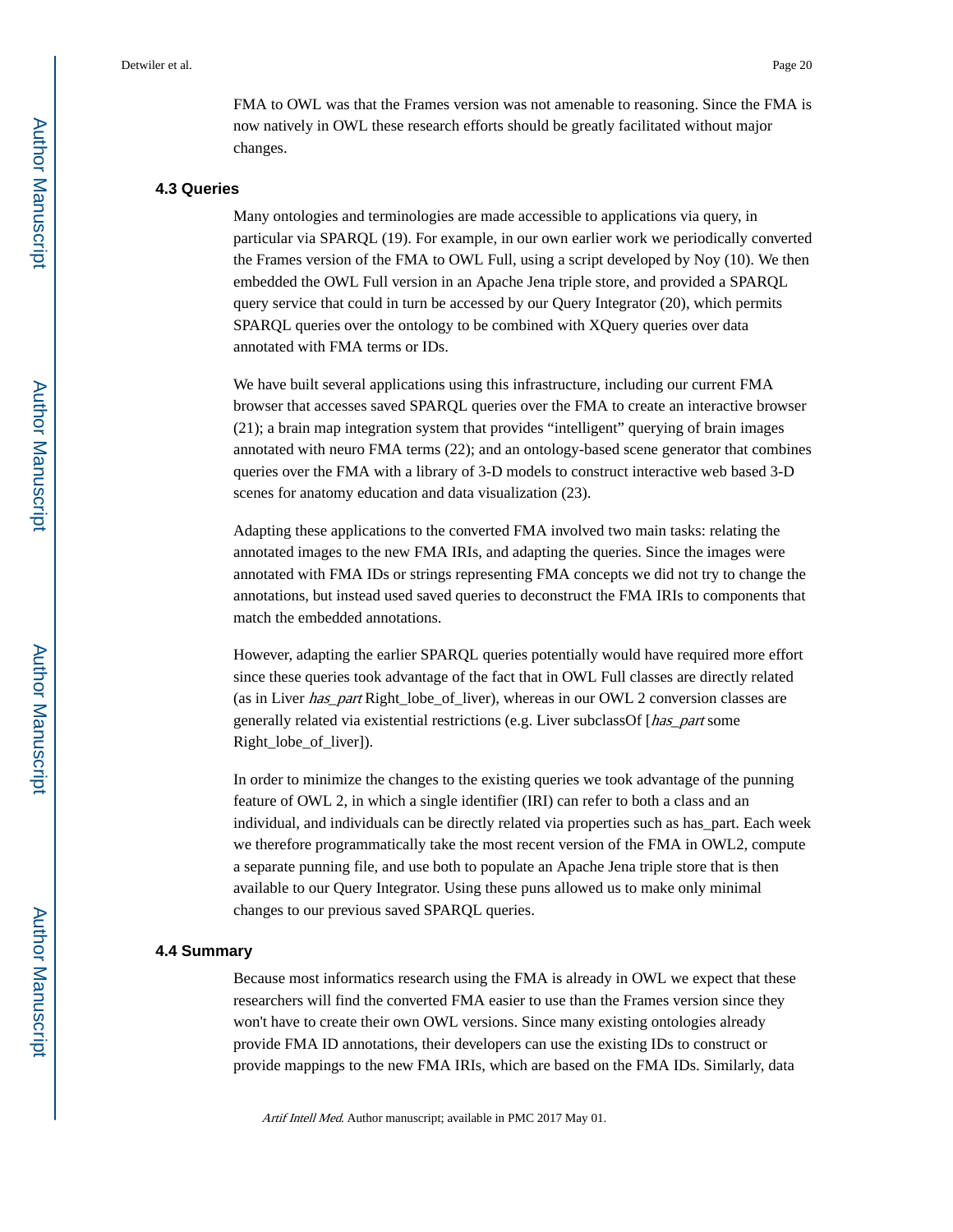FMA to OWL was that the Frames version was not amenable to reasoning. Since the FMA is now natively in OWL these research efforts should be greatly facilitated without major changes.

### 4.3 Queries

Many ontologies and terminologies are made accessible to applications via query, in particular via SPARQL (19). For example, in our own earlier work we periodically converted the Frames version of the FMA to OWL Full, using a script developed by Noy (10). We then embedded the OWL Full version in an Apache Jena triple store, and provided a SPARQL query service that could in turn be accessed by our Query Integrator (20), which permits SPARQL queries over the ontology to be combined with XQuery queries over data annotated with FMA terms or IDs.

We have built several applications using this infrastructure, including our current FMA browser that accesses saved SPARQL queries over the FMA to create an interactive browser (21); a brain map integration system that provides "intelligent" querying of brain images annotated with neuro FMA terms (22); and an ontology-based scene generator that combines queries over the FMA with a library of 3-D models to construct interactive web based 3-D scenes for anatomy education and data visualization (23).

Adapting these applications to the converted FMA involved two main tasks: relating the annotated images to the new FMA IRIs, and adapting the queries. Since the images were annotated with FMA IDs or strings representing FMA concepts we did not try to change the annotations, but instead used saved queries to deconstruct the FMA IRIs to components that match the embedded annotations.

However, adapting the earlier SPARQL queries potentially would have required more effort since these queries took advantage of the fact that in OWL Full classes are directly related (as in Liver *has_part* Right_lobe_of_liver), whereas in our OWL 2 conversion classes are generally related via existential restrictions (e.g. Liver subclassOf [*has_part* some Right_lobe_of_liver]).

In order to minimize the changes to the existing queries we took advantage of the punning feature of OWL 2, in which a single identifier (IRI) can refer to both a class and an individual, and individuals can be directly related via properties such as has_part. Each week we therefore programmatically take the most recent version of the FMA in OWL2, compute a separate punning file, and use both to populate an Apache Jena triple store that is then available to our Query Integrator. Using these puns allowed us to make only minimal changes to our previous saved SPARQL queries.

### 4.4 Summary

Because most informatics research using the FMA is already in OWL we expect that these researchers will find the converted FMA easier to use than the Frames version since they won't have to create their own OWL versions. Since many existing ontologies already provide FMA ID annotations, their developers can use the existing IDs to construct or provide mappings to the new FMA IRIs, which are based on the FMA IDs. Similarly, data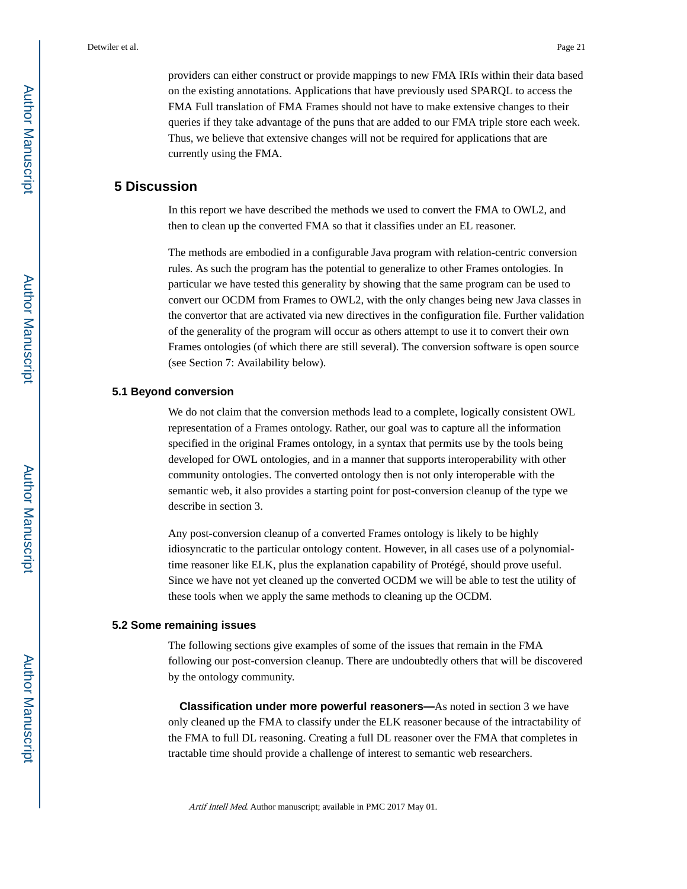providers can either construct or provide mappings to new FMA IRIs within their data based on the existing annotations. Applications that have previously used SPARQL to access the FMA Full translation of FMA Frames should not have to make extensive changes to their queries if they take advantage of the puns that are added to our FMA triple store each week. Thus, we believe that extensive changes will not be required for applications that are currently using the FMA.

## 5 Discussion

In this report we have described the methods we used to convert the FMA to OWL2, and then to clean up the converted FMA so that it classifies under an EL reasoner.

The methods are embodied in a configurable Java program with relation-centric conversion rules. As such the program has the potential to generalize to other Frames ontologies. In particular we have tested this generality by showing that the same program can be used to convert our OCDM from Frames to OWL2, with the only changes being new Java classes in the convertor that are activated via new directives in the configuration file. Further validation of the generality of the program will occur as others attempt to use it to convert their own Frames ontologies (of which there are still several). The conversion software is open source (see Section 7: Availability below).

### 5.1 Beyond conversion

We do not claim that the conversion methods lead to a complete, logically consistent OWL representation of a Frames ontology. Rather, our goal was to capture all the information specified in the original Frames ontology, in a syntax that permits use by the tools being developed for OWL ontologies, and in a manner that supports interoperability with other community ontologies. The converted ontology then is not only interoperable with the semantic web, it also provides a starting point for post-conversion cleanup of the type we describe in section 3.

Any post-conversion cleanup of a converted Frames ontology is likely to be highly idiosyncratic to the particular ontology content. However, in all cases use of a polynomial-time reasoner like ELK, plus the explanation capability of Protégé, should prove useful. Since we have not yet cleaned up the converted OCDM we will be able to test the utility of these tools when we apply the same methods to cleaning up the OCDM.

### 5.2 Some remaining issues

The following sections give examples of some of the issues that remain in the FMA following our post-conversion cleanup. There are undoubtedly others that will be discovered by the ontology community.

**Classification under more powerful reasoners—**As noted in section 3 we have only cleaned up the FMA to classify under the ELK reasoner because of the intractability of the FMA to full DL reasoning. Creating a full DL reasoner over the FMA that completes in tractable time should provide a challenge of interest to semantic web researchers.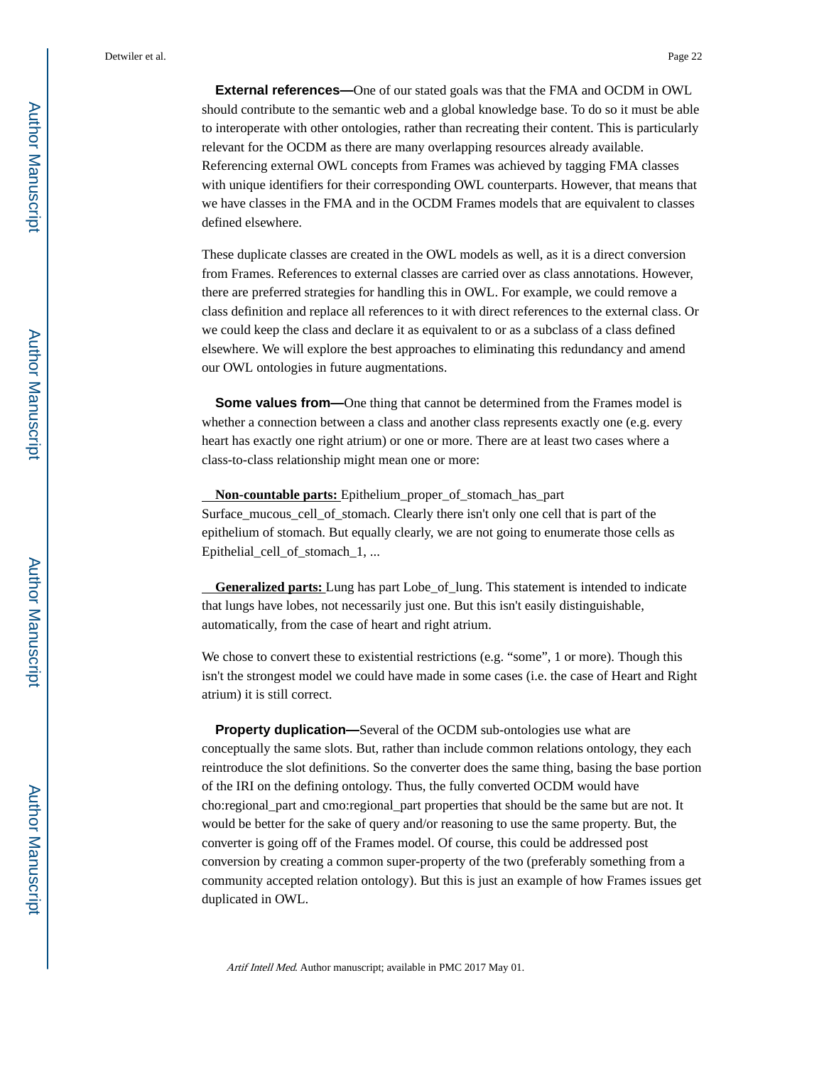**External references—**One of our stated goals was that the FMA and OCDM in OWL should contribute to the semantic web and a global knowledge base. To do so it must be able to interoperate with other ontologies, rather than recreating their content. This is particularly relevant for the OCDM as there are many overlapping resources already available. Referencing external OWL concepts from Frames was achieved by tagging FMA classes with unique identifiers for their corresponding OWL counterparts. However, that means that we have classes in the FMA and in the OCDM Frames models that are equivalent to classes defined elsewhere.

These duplicate classes are created in the OWL models as well, as it is a direct conversion from Frames. References to external classes are carried over as class annotations. However, there are preferred strategies for handling this in OWL. For example, we could remove a class definition and replace all references to it with direct references to the external class. Or we could keep the class and declare it as equivalent to or as a subclass of a class defined elsewhere. We will explore the best approaches to eliminating this redundancy and amend our OWL ontologies in future augmentations.

**Some values from—**One thing that cannot be determined from the Frames model is whether a connection between a class and another class represents exactly one (e.g. every heart has exactly one right atrium) or one or more. There are at least two cases where a class-to-class relationship might mean one or more:

**Non-countable parts:** Epithelium_proper_of_stomach_has_part Surface_mucous_cell_of_stomach. Clearly there isn't only one cell that is part of the epithelium of stomach. But equally clearly, we are not going to enumerate those cells as Epithelial_cell_of_stomach_1, ...

**Generalized parts:** Lung has part Lobe_of_lung. This statement is intended to indicate that lungs have lobes, not necessarily just one. But this isn't easily distinguishable, automatically, from the case of heart and right atrium.

We chose to convert these to existential restrictions (e.g. "some", 1 or more). Though this isn't the strongest model we could have made in some cases (i.e. the case of Heart and Right atrium) it is still correct.

**Property duplication—**Several of the OCDM sub-ontologies use what are conceptually the same slots. But, rather than include common relations ontology, they each reintroduce the slot definitions. So the converter does the same thing, basing the base portion of the IRI on the defining ontology. Thus, the fully converted OCDM would have cho:regional_part and cmo:regional_part properties that should be the same but are not. It would be better for the sake of query and/or reasoning to use the same property. But, the converter is going off of the Frames model. Of course, this could be addressed post conversion by creating a common super-property of the two (preferably something from a community accepted relation ontology). But this is just an example of how Frames issues get duplicated in OWL.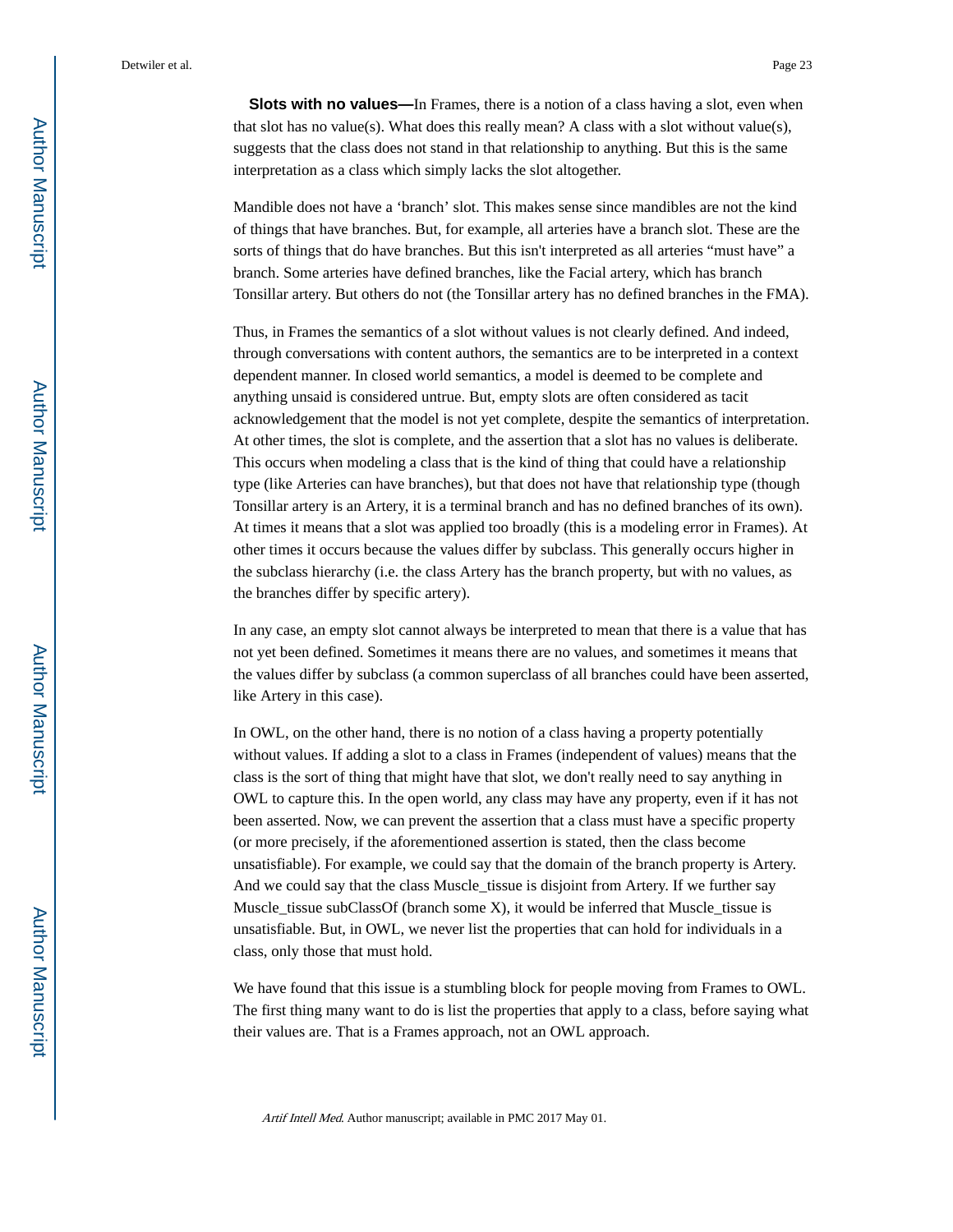**Slots with no values—**In Frames, there is a notion of a class having a slot, even when that slot has no value(s). What does this really mean? A class with a slot without value(s), suggests that the class does not stand in that relationship to anything. But this is the same interpretation as a class which simply lacks the slot altogether.

Mandible does not have a 'branch' slot. This makes sense since mandibles are not the kind of things that have branches. But, for example, all arteries have a branch slot. These are the sorts of things that do have branches. But this isn't interpreted as all arteries "must have" a branch. Some arteries have defined branches, like the Facial artery, which has branch Tonsillar artery. But others do not (the Tonsillar artery has no defined branches in the FMA).

Thus, in Frames the semantics of a slot without values is not clearly defined. And indeed, through conversations with content authors, the semantics are to be interpreted in a context dependent manner. In closed world semantics, a model is deemed to be complete and anything unsaid is considered untrue. But, empty slots are often considered as tacit acknowledgement that the model is not yet complete, despite the semantics of interpretation. At other times, the slot is complete, and the assertion that a slot has no values is deliberate. This occurs when modeling a class that is the kind of thing that could have a relationship type (like Arteries can have branches), but that does not have that relationship type (though Tonsillar artery is an Artery, it is a terminal branch and has no defined branches of its own). At times it means that a slot was applied too broadly (this is a modeling error in Frames). At other times it occurs because the values differ by subclass. This generally occurs higher in the subclass hierarchy (i.e. the class Artery has the branch property, but with no values, as the branches differ by specific artery).

In any case, an empty slot cannot always be interpreted to mean that there is a value that has not yet been defined. Sometimes it means there are no values, and sometimes it means that the values differ by subclass (a common superclass of all branches could have been asserted, like Artery in this case).

In OWL, on the other hand, there is no notion of a class having a property potentially without values. If adding a slot to a class in Frames (independent of values) means that the class is the sort of thing that might have that slot, we don't really need to say anything in OWL to capture this. In the open world, any class may have any property, even if it has not been asserted. Now, we can prevent the assertion that a class must have a specific property (or more precisely, if the aforementioned assertion is stated, then the class become unsatisfiable). For example, we could say that the domain of the branch property is Artery. And we could say that the class Muscle_tissue is disjoint from Artery. If we further say Muscle_tissue subClassOf (branch some X), it would be inferred that Muscle_tissue is unsatisfiable. But, in OWL, we never list the properties that can hold for individuals in a class, only those that must hold.

We have found that this issue is a stumbling block for people moving from Frames to OWL. The first thing many want to do is list the properties that apply to a class, before saying what their values are. That is a Frames approach, not an OWL approach.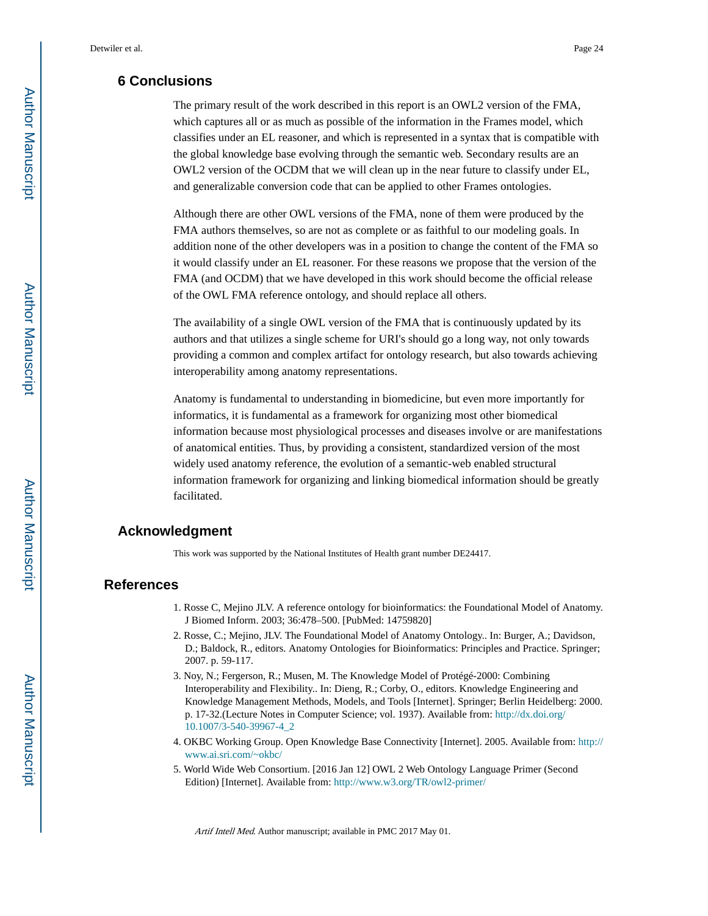## 6 Conclusions

The primary result of the work described in this report is an OWL2 version of the FMA, which captures all or as much as possible of the information in the Frames model, which classifies under an EL reasoner, and which is represented in a syntax that is compatible with the global knowledge base evolving through the semantic web. Secondary results are an OWL2 version of the OCDM that we will clean up in the near future to classify under EL, and generalizable conversion code that can be applied to other Frames ontologies.

Although there are other OWL versions of the FMA, none of them were produced by the FMA authors themselves, so are not as complete or as faithful to our modeling goals. In addition none of the other developers was in a position to change the content of the FMA so it would classify under an EL reasoner. For these reasons we propose that the version of the FMA (and OCDM) that we have developed in this work should become the official release of the OWL FMA reference ontology, and should replace all others.

The availability of a single OWL version of the FMA that is continuously updated by its authors and that utilizes a single scheme for URI's should go a long way, not only towards providing a common and complex artifact for ontology research, but also towards achieving interoperability among anatomy representations.

Anatomy is fundamental to understanding in biomedicine, but even more importantly for informatics, it is fundamental as a framework for organizing most other biomedical information because most physiological processes and diseases involve or are manifestations of anatomical entities. Thus, by providing a consistent, standardized version of the most widely used anatomy reference, the evolution of a semantic-web enabled structural information framework for organizing and linking biomedical information should be greatly facilitated.

## Acknowledgment

This work was supported by the National Institutes of Health grant number DE24417.

## References

1. Rosse C, Mejino JLV. A reference ontology for bioinformatics: the Foundational Model of Anatomy. J Biomed Inform. 2003; 36:478–500. [PubMed: 14759820]
2. Rosse, C.; Mejino, JLV. The Foundational Model of Anatomy Ontology.. In: Burger, A.; Davidson, D.; Baldock, R., editors. Anatomy Ontologies for Bioinformatics: Principles and Practice. Springer; 2007. p. 59-117.
3. Noy, N.; Fergerson, R.; Musen, M. The Knowledge Model of Protégé-2000: Combining Interoperability and Flexibility.. In: Dieng, R.; Corby, O., editors. Knowledge Engineering and Knowledge Management Methods, Models, and Tools [Internet]. Springer; Berlin Heidelberg: 2000. p. 17-32.(Lecture Notes in Computer Science; vol. 1937). Available from: http://dx.doi.org/10.1007/3-540-39967-4_2
4. OKBC Working Group. Open Knowledge Base Connectivity [Internet]. 2005. Available from: http://www.ai.sri.com/~okbc/
5. World Wide Web Consortium. [2016 Jan 12] OWL 2 Web Ontology Language Primer (Second Edition) [Internet]. Available from: http://www.w3.org/TR/owl2-primer/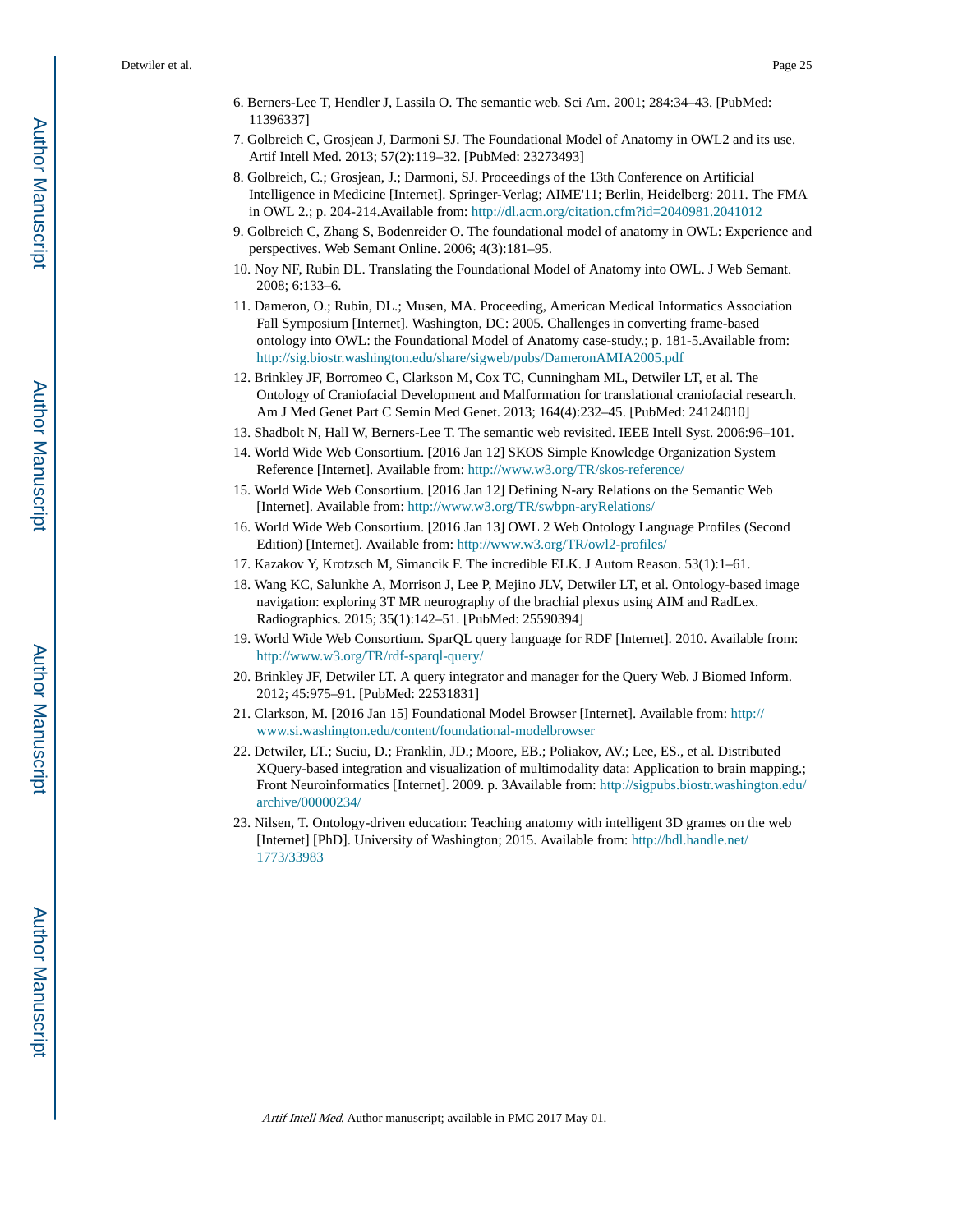6. Berners-Lee T, Hendler J, Lassila O. The semantic web. Sci Am. 2001; 284:34–43. [PubMed: 11396337]
7. Golbreich C, Grosjean J, Darmoni SJ. The Foundational Model of Anatomy in OWL2 and its use. Artif Intell Med. 2013; 57(2):119–32. [PubMed: 23273493]
8. Golbreich, C.; Grosjean, J.; Darmoni, SJ. Proceedings of the 13th Conference on Artificial Intelligence in Medicine [Internet]. Springer-Verlag; AIME'11; Berlin, Heidelberg: 2011. The FMA in OWL 2.; p. 204-214.Available from: http://dl.acm.org/citation.cfm?id=2040981.2041012
9. Golbreich C, Zhang S, Bodenreider O. The foundational model of anatomy in OWL: Experience and perspectives. Web Semant Online. 2006; 4(3):181–95.
10. Noy NF, Rubin DL. Translating the Foundational Model of Anatomy into OWL. J Web Semant. 2008; 6:133–6.
11. Dameron, O.; Rubin, DL.; Musen, MA. Proceeding, American Medical Informatics Association Fall Symposium [Internet]. Washington, DC: 2005. Challenges in converting frame-based ontology into OWL: the Foundational Model of Anatomy case-study.; p. 181-5.Available from: http://sig.biostr.washington.edu/share/sigweb/pubs/DameronAMIA2005.pdf
12. Brinkley JF, Borromeo C, Clarkson M, Cox TC, Cunningham ML, Detwiler LT, et al. The Ontology of Craniofacial Development and Malformation for translational craniofacial research. Am J Med Genet Part C Semin Med Genet. 2013; 164(4):232–45. [PubMed: 24124010]
13. Shadbolt N, Hall W, Berners-Lee T. The semantic web revisited. IEEE Intell Syst. 2006:96–101.
14. World Wide Web Consortium. [2016 Jan 12] SKOS Simple Knowledge Organization System Reference [Internet]. Available from: http://www.w3.org/TR/skos-reference/
15. World Wide Web Consortium. [2016 Jan 12] Defining N-ary Relations on the Semantic Web [Internet]. Available from: http://www.w3.org/TR/swbpn-aryRelations/
16. World Wide Web Consortium. [2016 Jan 13] OWL 2 Web Ontology Language Profiles (Second Edition) [Internet]. Available from: http://www.w3.org/TR/owl2-profiles/
17. Kazakov Y, Krotzsch M, Simancik F. The incredible ELK. J Autom Reason. 53(1):1–61.
18. Wang KC, Salunkhe A, Morrison J, Lee P, Mejino JLV, Detwiler LT, et al. Ontology-based image navigation: exploring 3T MR neurography of the brachial plexus using AIM and RadLex. Radiographics. 2015; 35(1):142–51. [PubMed: 25590394]
19. World Wide Web Consortium. SparQL query language for RDF [Internet]. 2010. Available from: http://www.w3.org/TR/rdf-sparql-query/
20. Brinkley JF, Detwiler LT. A query integrator and manager for the Query Web. J Biomed Inform. 2012; 45:975–91. [PubMed: 22531831]
21. Clarkson, M. [2016 Jan 15] Foundational Model Browser [Internet]. Available from: http://www.si.washington.edu/content/foundational-modelbrowser
22. Detwiler, LT.; Suciu, D.; Franklin, JD.; Moore, EB.; Poliakov, AV.; Lee, ES., et al. Distributed XQuery-based integration and visualization of multimodality data: Application to brain mapping.; Front Neuroinformatics [Internet]. 2009. p. 3Available from: http://sigpubs.biostr.washington.edu/archive/00000234/
23. Nilsen, T. Ontology-driven education: Teaching anatomy with intelligent 3D grames on the web [Internet] [PhD]. University of Washington; 2015. Available from: http://hdl.handle.net/1773/33983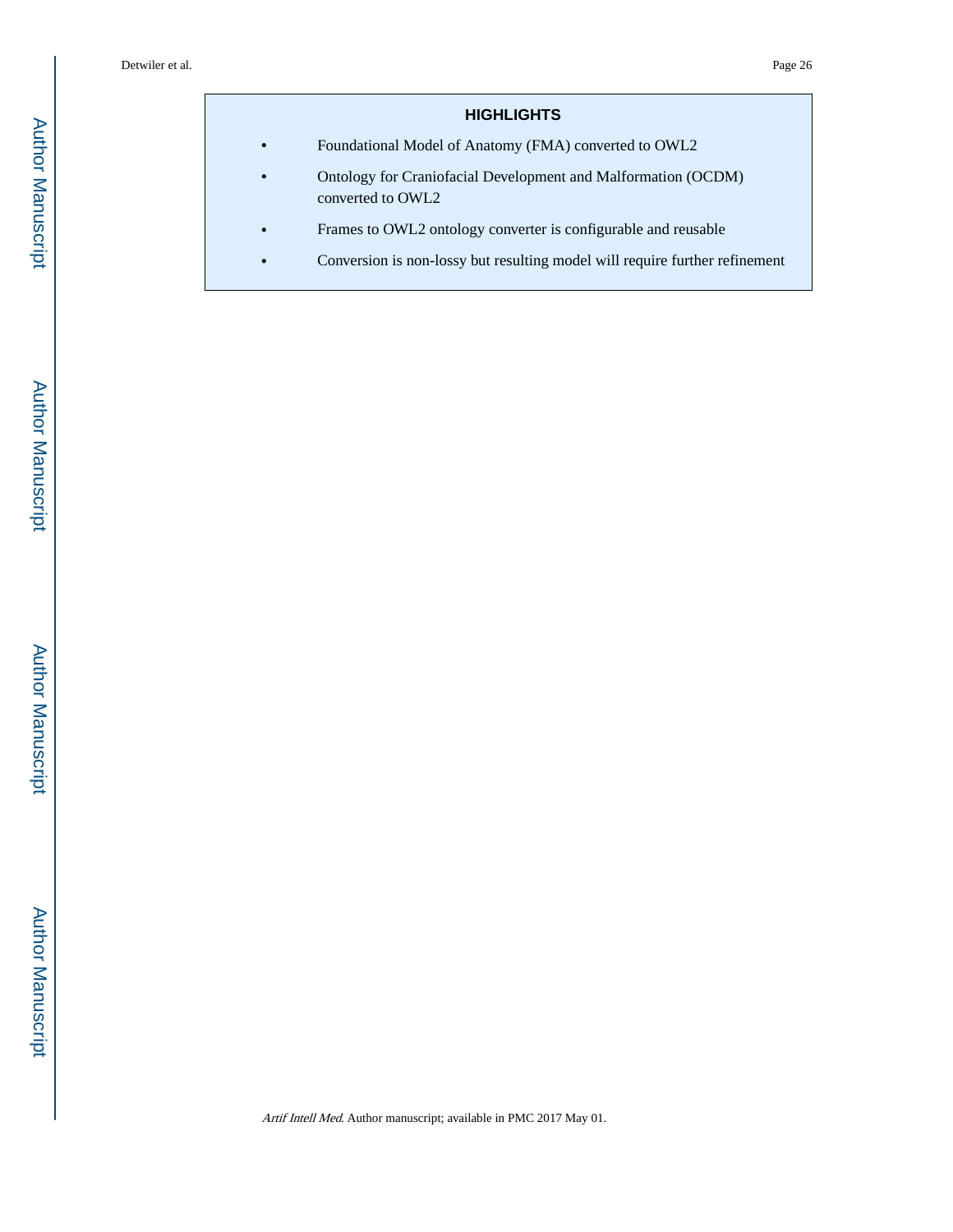## HIGHLIGHTS

- Foundational Model of Anatomy (FMA) converted to OWL2
- Ontology for Craniofacial Development and Malformation (OCDM) converted to OWL2
- Frames to OWL2 ontology converter is configurable and reusable
- Conversion is non-lossy but resulting model will require further refinement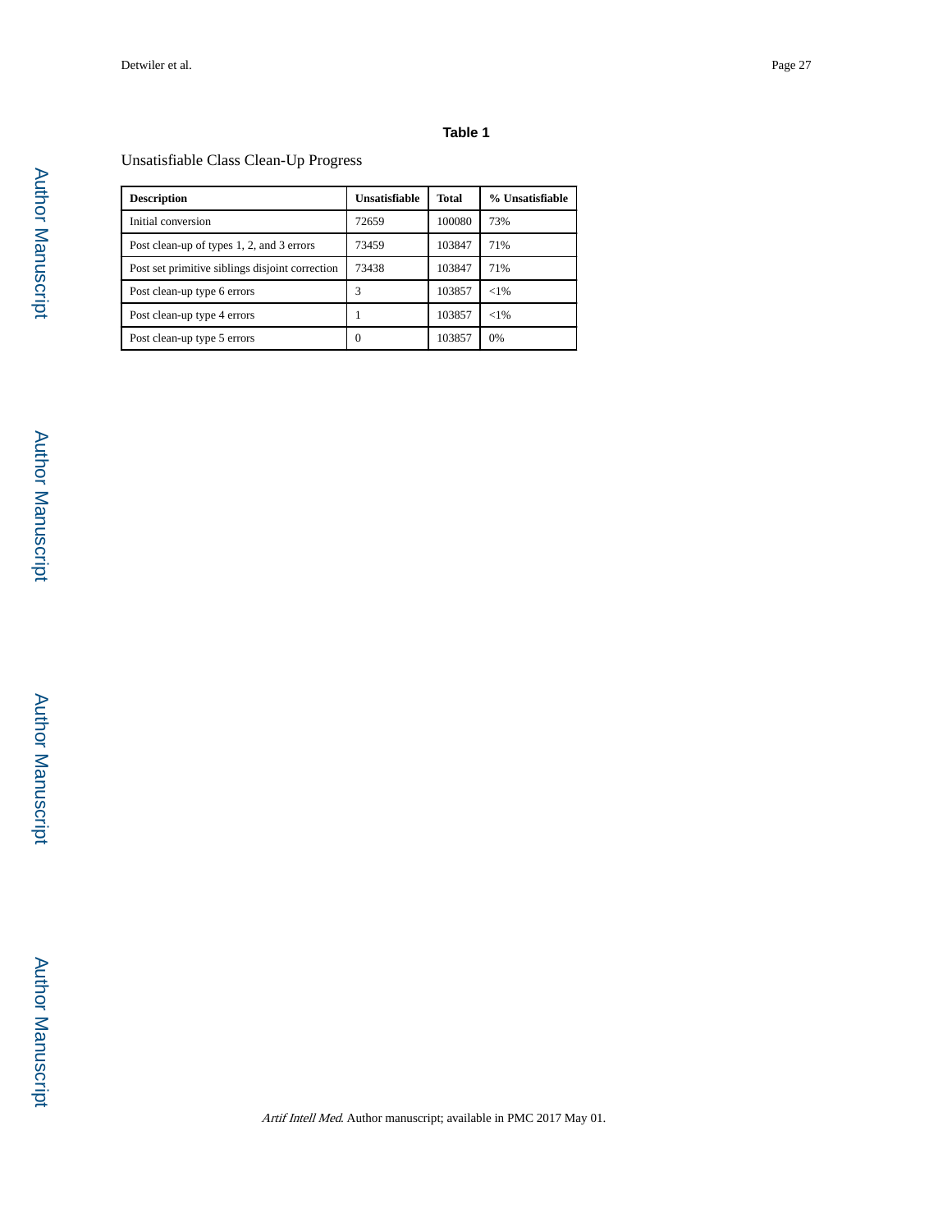## Table 1

Unsatisfiable Class Clean-Up Progress

| Description | Unsatisfiable | Total | % Unsatisfiable |
|---|---|---|---|
| Initial conversion | 72659 | 100080 | 73% |
| Post clean-up of types 1, 2, and 3 errors | 73459 | 103847 | 71% |
| Post set primitive siblings disjoint correction | 73438 | 103847 | 71% |
| Post clean-up type 6 errors | 3 | 103857 | <1% |
| Post clean-up type 4 errors | 1 | 103857 | <1% |
| Post clean-up type 5 errors | 0 | 103857 | 0% |